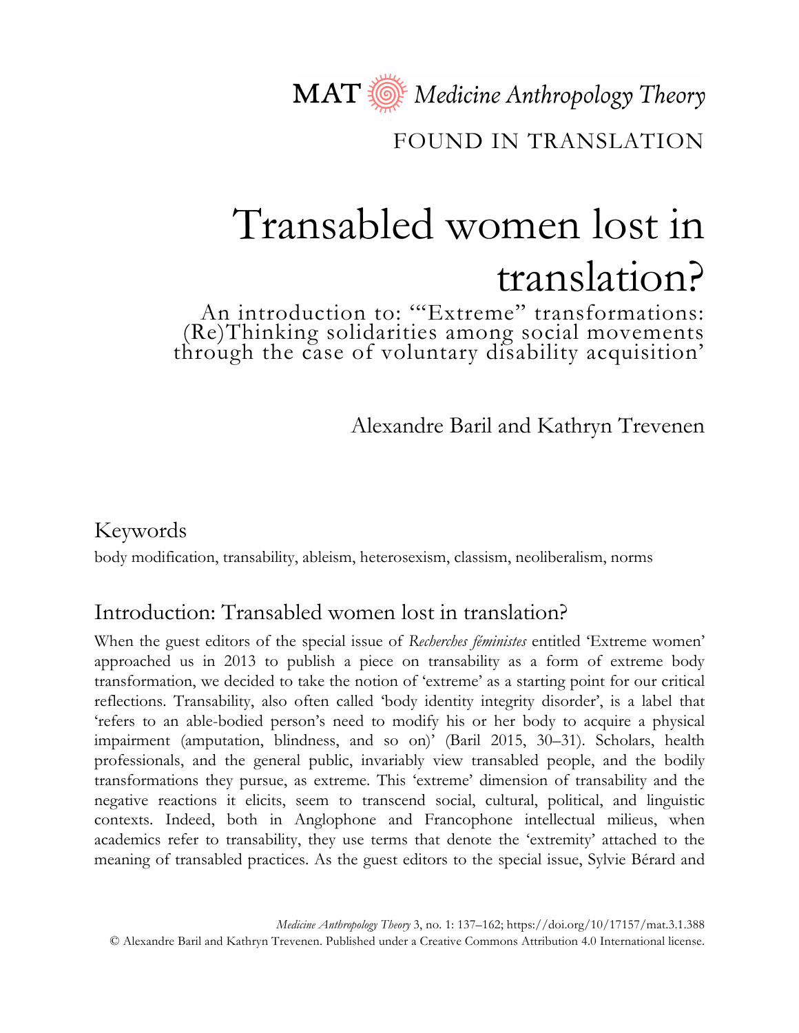MAT Medicine Anthropology Theory

FOUND IN TRANSLATION

# Transabled women lost in translation?

## An introduction to: '"Extreme" transformations: (Re)Thinking solidarities among social movements through the case of voluntary disability acquisition'

Alexandre Baril and Kathryn Trevenen

### Keywords

body modification, transability, ableism, heterosexism, classism, neoliberalism, norms

## Introduction: Transabled women lost in translation?

When the guest editors of the special issue of *Recherches féministes* entitled 'Extreme women' approached us in 2013 to publish a piece on transability as a form of extreme body transformation, we decided to take the notion of 'extreme' as a starting point for our critical reflections. Transability, also often called 'body identity integrity disorder', is a label that 'refers to an able-bodied person's need to modify his or her body to acquire a physical impairment (amputation, blindness, and so on)' (Baril 2015, 30–31). Scholars, health professionals, and the general public, invariably view transabled people, and the bodily transformations they pursue, as extreme. This 'extreme' dimension of transability and the negative reactions it elicits, seem to transcend social, cultural, political, and linguistic contexts. Indeed, both in Anglophone and Francophone intellectual milieus, when academics refer to transability, they use terms that denote the 'extremity' attached to the meaning of transabled practices. As the guest editors to the special issue, Sylvie Bérard and

*Medicine Anthropology Theory* 3, no. 1: 137–162; https://doi.org/10/17157/mat.3.1.388
© Alexandre Baril and Kathryn Trevenen. Published under a Creative Commons Attribution 4.0 International license.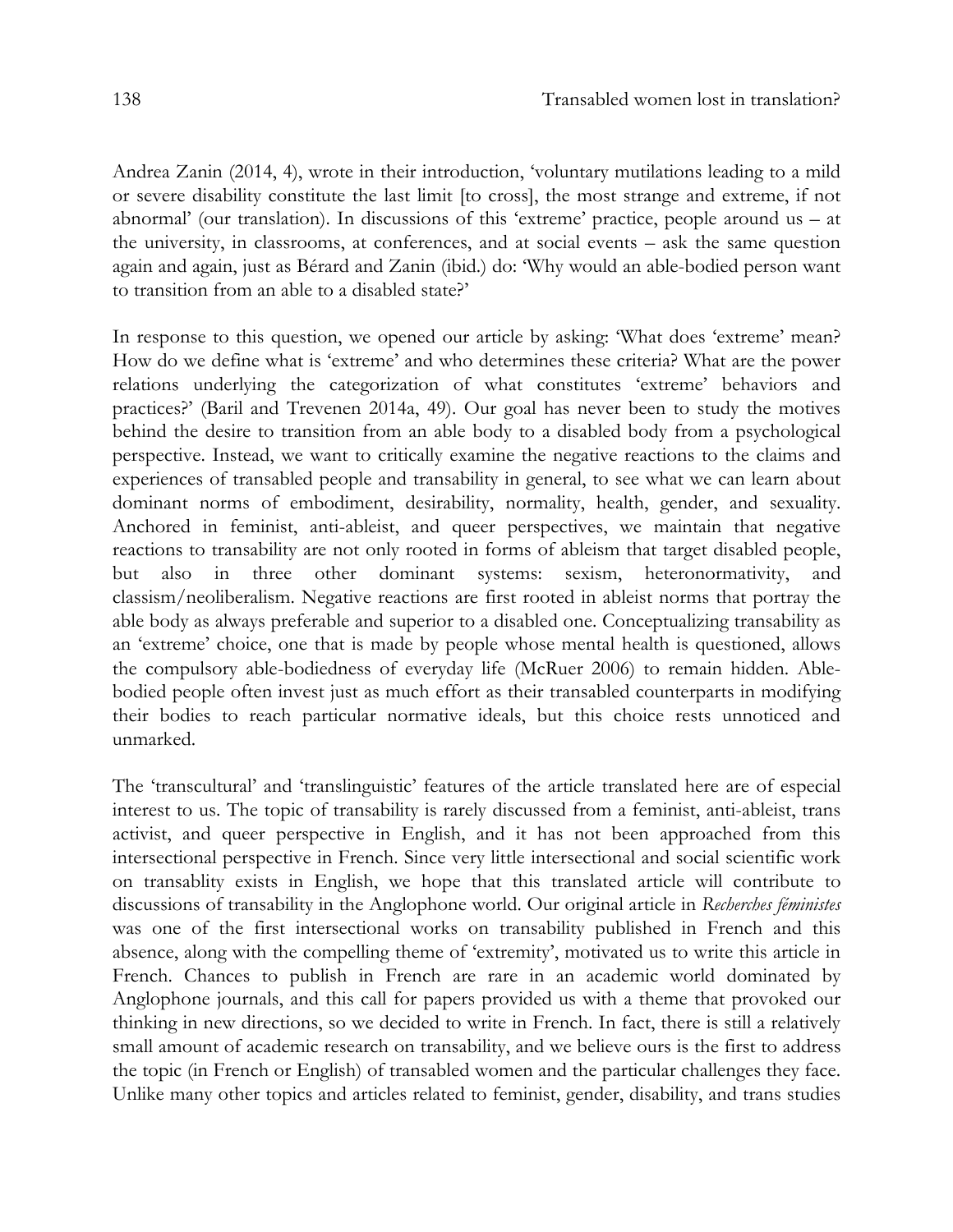Andrea Zanin (2014, 4), wrote in their introduction, 'voluntary mutilations leading to a mild or severe disability constitute the last limit [to cross], the most strange and extreme, if not abnormal' (our translation). In discussions of this 'extreme' practice, people around us – at the university, in classrooms, at conferences, and at social events – ask the same question again and again, just as Bérard and Zanin (ibid.) do: 'Why would an able-bodied person want to transition from an able to a disabled state?'

In response to this question, we opened our article by asking: 'What does 'extreme' mean? How do we define what is 'extreme' and who determines these criteria? What are the power relations underlying the categorization of what constitutes 'extreme' behaviors and practices?' (Baril and Trevenen 2014a, 49). Our goal has never been to study the motives behind the desire to transition from an able body to a disabled body from a psychological perspective. Instead, we want to critically examine the negative reactions to the claims and experiences of transabled people and transability in general, to see what we can learn about dominant norms of embodiment, desirability, normality, health, gender, and sexuality. Anchored in feminist, anti-ableist, and queer perspectives, we maintain that negative reactions to transability are not only rooted in forms of ableism that target disabled people, but also in three other dominant systems: sexism, heteronormativity, and classism/neoliberalism. Negative reactions are first rooted in ableist norms that portray the able body as always preferable and superior to a disabled one. Conceptualizing transability as an 'extreme' choice, one that is made by people whose mental health is questioned, allows the compulsory able-bodiedness of everyday life (McRuer 2006) to remain hidden. Able-bodied people often invest just as much effort as their transabled counterparts in modifying their bodies to reach particular normative ideals, but this choice rests unnoticed and unmarked.

The 'transcultural' and 'translinguistic' features of the article translated here are of especial interest to us. The topic of transability is rarely discussed from a feminist, anti-ableist, trans activist, and queer perspective in English, and it has not been approached from this intersectional perspective in French. Since very little intersectional and social scientific work on transablity exists in English, we hope that this translated article will contribute to discussions of transability in the Anglophone world. Our original article in *Recherches féministes* was one of the first intersectional works on transability published in French and this absence, along with the compelling theme of 'extremity', motivated us to write this article in French. Chances to publish in French are rare in an academic world dominated by Anglophone journals, and this call for papers provided us with a theme that provoked our thinking in new directions, so we decided to write in French. In fact, there is still a relatively small amount of academic research on transability, and we believe ours is the first to address the topic (in French or English) of transabled women and the particular challenges they face. Unlike many other topics and articles related to feminist, gender, disability, and trans studies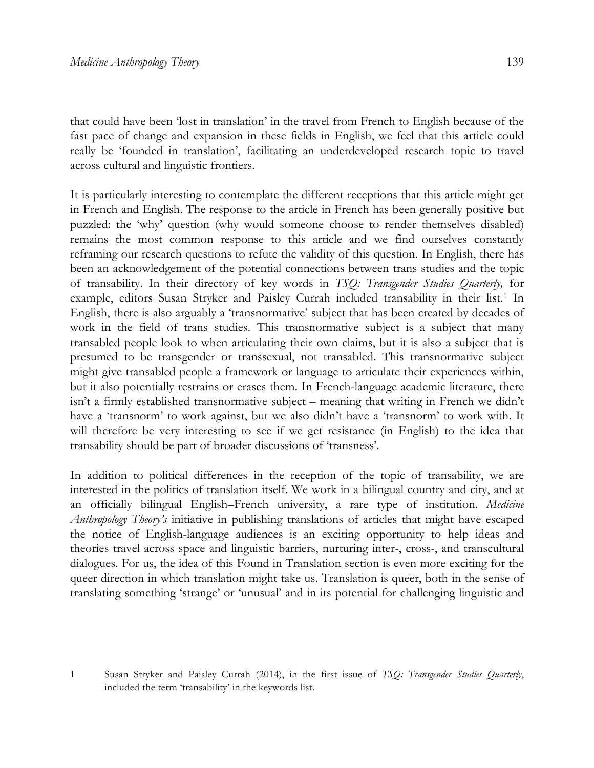that could have been 'lost in translation' in the travel from French to English because of the fast pace of change and expansion in these fields in English, we feel that this article could really be 'founded in translation', facilitating an underdeveloped research topic to travel across cultural and linguistic frontiers.

It is particularly interesting to contemplate the different receptions that this article might get in French and English. The response to the article in French has been generally positive but puzzled: the 'why' question (why would someone choose to render themselves disabled) remains the most common response to this article and we find ourselves constantly reframing our research questions to refute the validity of this question. In English, there has been an acknowledgement of the potential connections between trans studies and the topic of transability. In their directory of key words in *TSQ: Transgender Studies Quarterly,* for example, editors Susan Stryker and Paisley Currah included transability in their list.[1] In English, there is also arguably a 'transnormative' subject that has been created by decades of work in the field of trans studies. This transnormative subject is a subject that many transabled people look to when articulating their own claims, but it is also a subject that is presumed to be transgender or transsexual, not transabled. This transnormative subject might give transabled people a framework or language to articulate their experiences within, but it also potentially restrains or erases them. In French-language academic literature, there isn't a firmly established transnormative subject – meaning that writing in French we didn't have a 'transnorm' to work against, but we also didn't have a 'transnorm' to work with. It will therefore be very interesting to see if we get resistance (in English) to the idea that transability should be part of broader discussions of 'transness'.

In addition to political differences in the reception of the topic of transability, we are interested in the politics of translation itself. We work in a bilingual country and city, and at an officially bilingual English–French university, a rare type of institution. *Medicine Anthropology Theory's* initiative in publishing translations of articles that might have escaped the notice of English-language audiences is an exciting opportunity to help ideas and theories travel across space and linguistic barriers, nurturing inter-, cross-, and transcultural dialogues. For us, the idea of this Found in Translation section is even more exciting for the queer direction in which translation might take us. Translation is queer, both in the sense of translating something 'strange' or 'unusual' and in its potential for challenging linguistic and

1 Susan Stryker and Paisley Currah (2014), in the first issue of *TSQ: Transgender Studies Quarterly*, included the term 'transability' in the keywords list.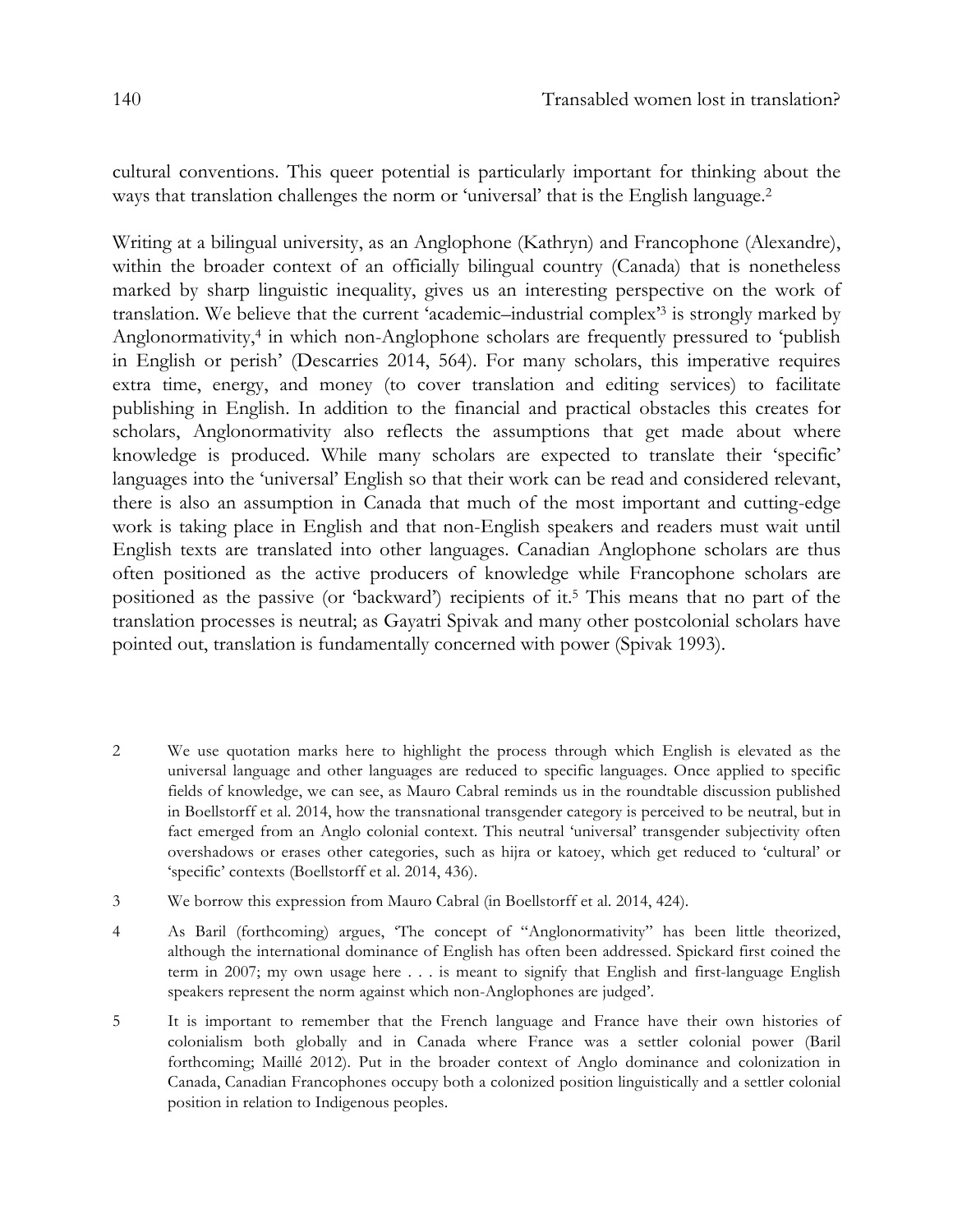cultural conventions. This queer potential is particularly important for thinking about the ways that translation challenges the norm or 'universal' that is the English language.[2]

Writing at a bilingual university, as an Anglophone (Kathryn) and Francophone (Alexandre), within the broader context of an officially bilingual country (Canada) that is nonetheless marked by sharp linguistic inequality, gives us an interesting perspective on the work of translation. We believe that the current 'academic–industrial complex'[3] is strongly marked by Anglonormativity,[4] in which non-Anglophone scholars are frequently pressured to 'publish in English or perish' (Descarries 2014, 564). For many scholars, this imperative requires extra time, energy, and money (to cover translation and editing services) to facilitate publishing in English. In addition to the financial and practical obstacles this creates for scholars, Anglonormativity also reflects the assumptions that get made about where knowledge is produced. While many scholars are expected to translate their 'specific' languages into the 'universal' English so that their work can be read and considered relevant, there is also an assumption in Canada that much of the most important and cutting-edge work is taking place in English and that non-English speakers and readers must wait until English texts are translated into other languages. Canadian Anglophone scholars are thus often positioned as the active producers of knowledge while Francophone scholars are positioned as the passive (or 'backward') recipients of it.[5] This means that no part of the translation processes is neutral; as Gayatri Spivak and many other postcolonial scholars have pointed out, translation is fundamentally concerned with power (Spivak 1993).

2 We use quotation marks here to highlight the process through which English is elevated as the universal language and other languages are reduced to specific languages. Once applied to specific fields of knowledge, we can see, as Mauro Cabral reminds us in the roundtable discussion published in Boellstorff et al. 2014, how the transnational transgender category is perceived to be neutral, but in fact emerged from an Anglo colonial context. This neutral 'universal' transgender subjectivity often overshadows or erases other categories, such as hijra or katoey, which get reduced to 'cultural' or 'specific' contexts (Boellstorff et al. 2014, 436).

3 We borrow this expression from Mauro Cabral (in Boellstorff et al. 2014, 424).

4 As Baril (forthcoming) argues, 'The concept of "Anglonormativity" has been little theorized, although the international dominance of English has often been addressed. Spickard first coined the term in 2007; my own usage here . . . is meant to signify that English and first-language English speakers represent the norm against which non-Anglophones are judged'.

5 It is important to remember that the French language and France have their own histories of colonialism both globally and in Canada where France was a settler colonial power (Baril forthcoming; Maillé 2012). Put in the broader context of Anglo dominance and colonization in Canada, Canadian Francophones occupy both a colonized position linguistically and a settler colonial position in relation to Indigenous peoples.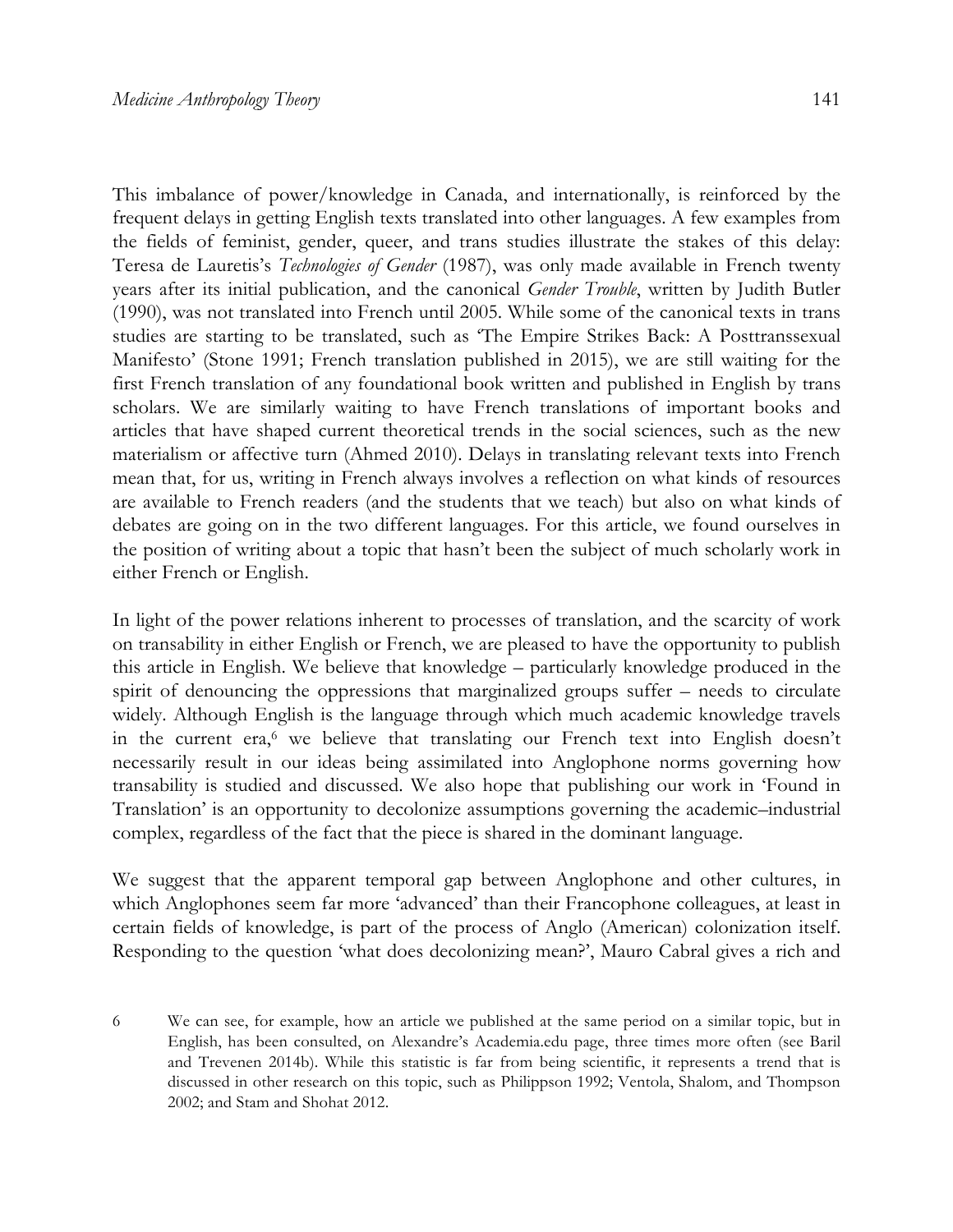This imbalance of power/knowledge in Canada, and internationally, is reinforced by the frequent delays in getting English texts translated into other languages. A few examples from the fields of feminist, gender, queer, and trans studies illustrate the stakes of this delay: Teresa de Lauretis's *Technologies of Gender* (1987), was only made available in French twenty years after its initial publication, and the canonical *Gender Trouble*, written by Judith Butler (1990), was not translated into French until 2005. While some of the canonical texts in trans studies are starting to be translated, such as 'The Empire Strikes Back: A Posttranssexual Manifesto' (Stone 1991; French translation published in 2015), we are still waiting for the first French translation of any foundational book written and published in English by trans scholars. We are similarly waiting to have French translations of important books and articles that have shaped current theoretical trends in the social sciences, such as the new materialism or affective turn (Ahmed 2010). Delays in translating relevant texts into French mean that, for us, writing in French always involves a reflection on what kinds of resources are available to French readers (and the students that we teach) but also on what kinds of debates are going on in the two different languages. For this article, we found ourselves in the position of writing about a topic that hasn't been the subject of much scholarly work in either French or English.

In light of the power relations inherent to processes of translation, and the scarcity of work on transability in either English or French, we are pleased to have the opportunity to publish this article in English. We believe that knowledge – particularly knowledge produced in the spirit of denouncing the oppressions that marginalized groups suffer – needs to circulate widely. Although English is the language through which much academic knowledge travels in the current era,[6] we believe that translating our French text into English doesn't necessarily result in our ideas being assimilated into Anglophone norms governing how transability is studied and discussed. We also hope that publishing our work in 'Found in Translation' is an opportunity to decolonize assumptions governing the academic–industrial complex, regardless of the fact that the piece is shared in the dominant language.

We suggest that the apparent temporal gap between Anglophone and other cultures, in which Anglophones seem far more 'advanced' than their Francophone colleagues, at least in certain fields of knowledge, is part of the process of Anglo (American) colonization itself. Responding to the question 'what does decolonizing mean?', Mauro Cabral gives a rich and

6 We can see, for example, how an article we published at the same period on a similar topic, but in English, has been consulted, on Alexandre's Academia.edu page, three times more often (see Baril and Trevenen 2014b). While this statistic is far from being scientific, it represents a trend that is discussed in other research on this topic, such as Philippson 1992; Ventola, Shalom, and Thompson 2002; and Stam and Shohat 2012.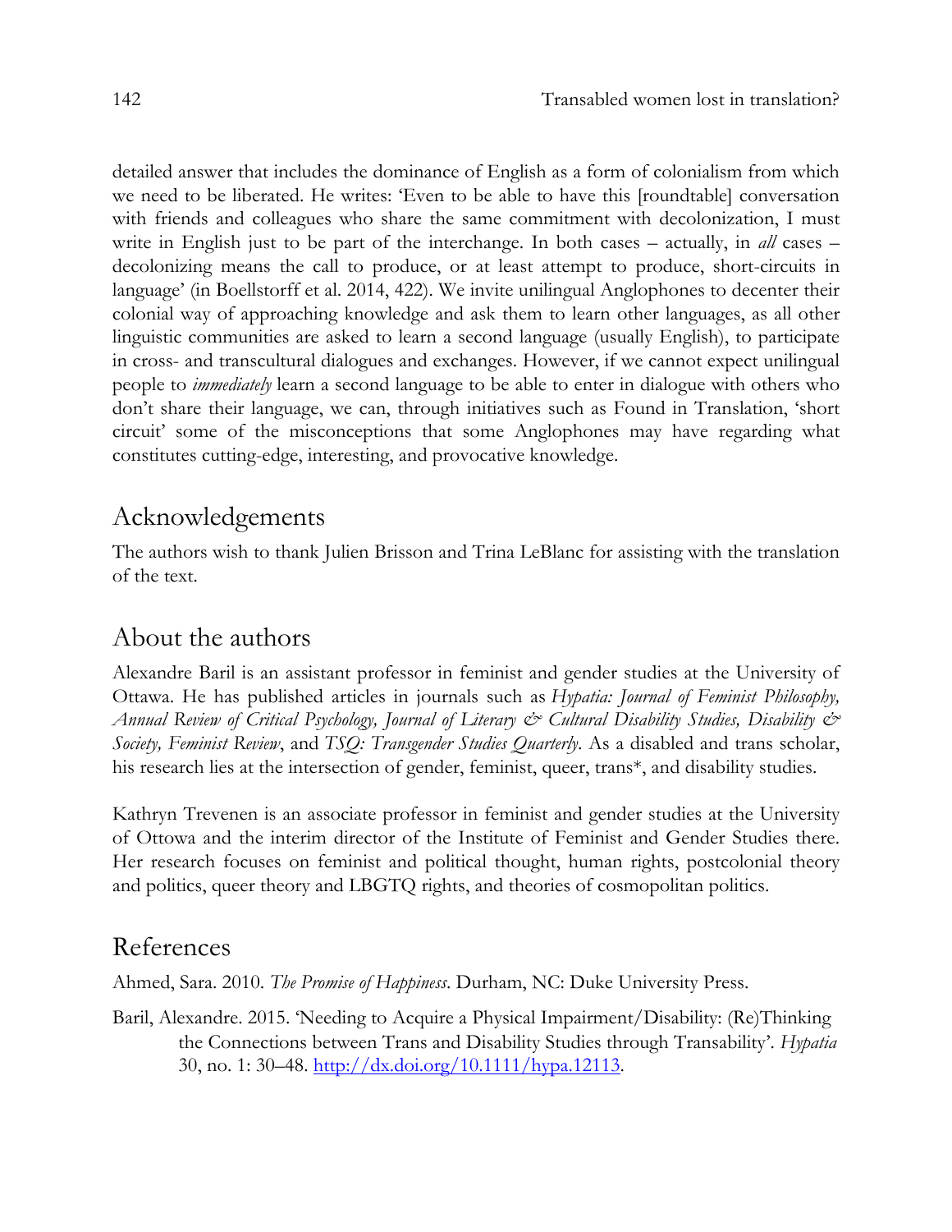detailed answer that includes the dominance of English as a form of colonialism from which we need to be liberated. He writes: 'Even to be able to have this [roundtable] conversation with friends and colleagues who share the same commitment with decolonization, I must write in English just to be part of the interchange. In both cases – actually, in *all* cases – decolonizing means the call to produce, or at least attempt to produce, short-circuits in language' (in Boellstorff et al. 2014, 422). We invite unilingual Anglophones to decenter their colonial way of approaching knowledge and ask them to learn other languages, as all other linguistic communities are asked to learn a second language (usually English), to participate in cross- and transcultural dialogues and exchanges. However, if we cannot expect unilingual people to *immediately* learn a second language to be able to enter in dialogue with others who don't share their language, we can, through initiatives such as Found in Translation, 'short circuit' some of the misconceptions that some Anglophones may have regarding what constitutes cutting-edge, interesting, and provocative knowledge.

## Acknowledgements

The authors wish to thank Julien Brisson and Trina LeBlanc for assisting with the translation of the text.

## About the authors

Alexandre Baril is an assistant professor in feminist and gender studies at the University of Ottawa. He has published articles in journals such as *Hypatia: Journal of Feminist Philosophy, Annual Review of Critical Psychology, Journal of Literary & Cultural Disability Studies, Disability & Society, Feminist Review*, and *TSQ: Transgender Studies Quarterly*. As a disabled and trans scholar, his research lies at the intersection of gender, feminist, queer, trans*, and disability studies.

Kathryn Trevenen is an associate professor in feminist and gender studies at the University of Ottowa and the interim director of the Institute of Feminist and Gender Studies there. Her research focuses on feminist and political thought, human rights, postcolonial theory and politics, queer theory and LBGTQ rights, and theories of cosmopolitan politics.

## References

Ahmed, Sara. 2010. *The Promise of Happiness.* Durham, NC: Duke University Press.

Baril, Alexandre. 2015. 'Needing to Acquire a Physical Impairment/Disability: (Re)Thinking the Connections between Trans and Disability Studies through Transability'. *Hypatia* 30, no. 1: 30–48. http://dx.doi.org/10.1111/hypa.12113.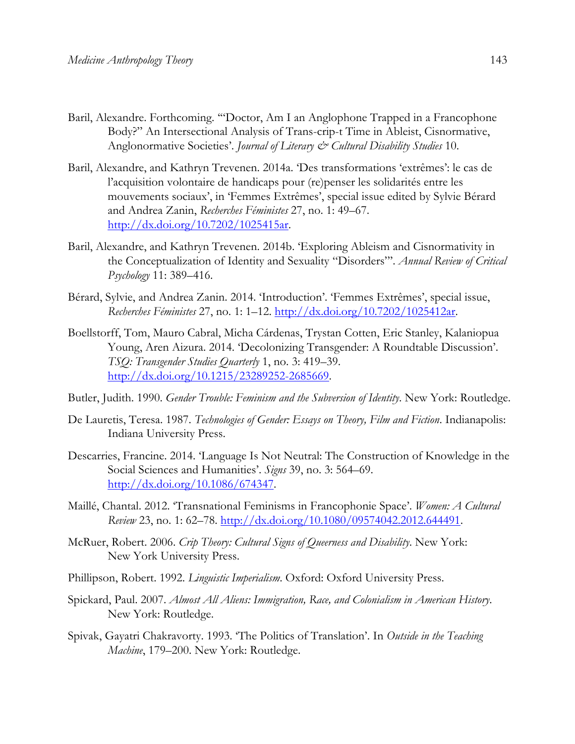Baril, Alexandre. Forthcoming. '"Doctor, Am I an Anglophone Trapped in a Francophone Body?" An Intersectional Analysis of Trans-crip-t Time in Ableist, Cisnormative, Anglonormative Societies'. *Journal of Literary & Cultural Disability Studies* 10.

Baril, Alexandre, and Kathryn Trevenen. 2014a. 'Des transformations 'extrêmes': le cas de l'acquisition volontaire de handicaps pour (re)penser les solidarités entre les mouvements sociaux', in 'Femmes Extrêmes', special issue edited by Sylvie Bérard and Andrea Zanin, *Recherches Féministes* 27, no. 1: 49–67. http://dx.doi.org/10.7202/1025415ar.

Baril, Alexandre, and Kathryn Trevenen. 2014b. 'Exploring Ableism and Cisnormativity in the Conceptualization of Identity and Sexuality "Disorders"'. *Annual Review of Critical Psychology* 11: 389–416.

Bérard, Sylvie, and Andrea Zanin. 2014. 'Introduction'. 'Femmes Extrêmes', special issue, *Recherches Féministes* 27, no. 1: 1–12. http://dx.doi.org/10.7202/1025412ar.

Boellstorff, Tom, Mauro Cabral, Micha Cárdenas, Trystan Cotten, Eric Stanley, Kalaniopua Young, Aren Aizura. 2014. 'Decolonizing Transgender: A Roundtable Discussion'. *TSQ: Transgender Studies Quarterly* 1, no. 3: 419–39. http://dx.doi.org/10.1215/23289252-2685669.

Butler, Judith. 1990. *Gender Trouble: Feminism and the Subversion of Identity*. New York: Routledge.

De Lauretis, Teresa. 1987. *Technologies of Gender: Essays on Theory, Film and Fiction*. Indianapolis: Indiana University Press.

Descarries, Francine. 2014. 'Language Is Not Neutral: The Construction of Knowledge in the Social Sciences and Humanities'. *Signs* 39, no. 3: 564–69. http://dx.doi.org/10.1086/674347.

Maillé, Chantal. 2012. 'Transnational Feminisms in Francophonie Space'. *Women: A Cultural Review* 23, no. 1: 62–78. http://dx.doi.org/10.1080/09574042.2012.644491.

McRuer, Robert. 2006. *Crip Theory: Cultural Signs of Queerness and Disability*. New York: New York University Press.

Phillipson, Robert. 1992. *Linguistic Imperialism*. Oxford: Oxford University Press.

Spickard, Paul. 2007. *Almost All Aliens: Immigration, Race, and Colonialism in American History*. New York: Routledge.

Spivak, Gayatri Chakravorty. 1993. 'The Politics of Translation'. In *Outside in the Teaching Machine*, 179–200. New York: Routledge.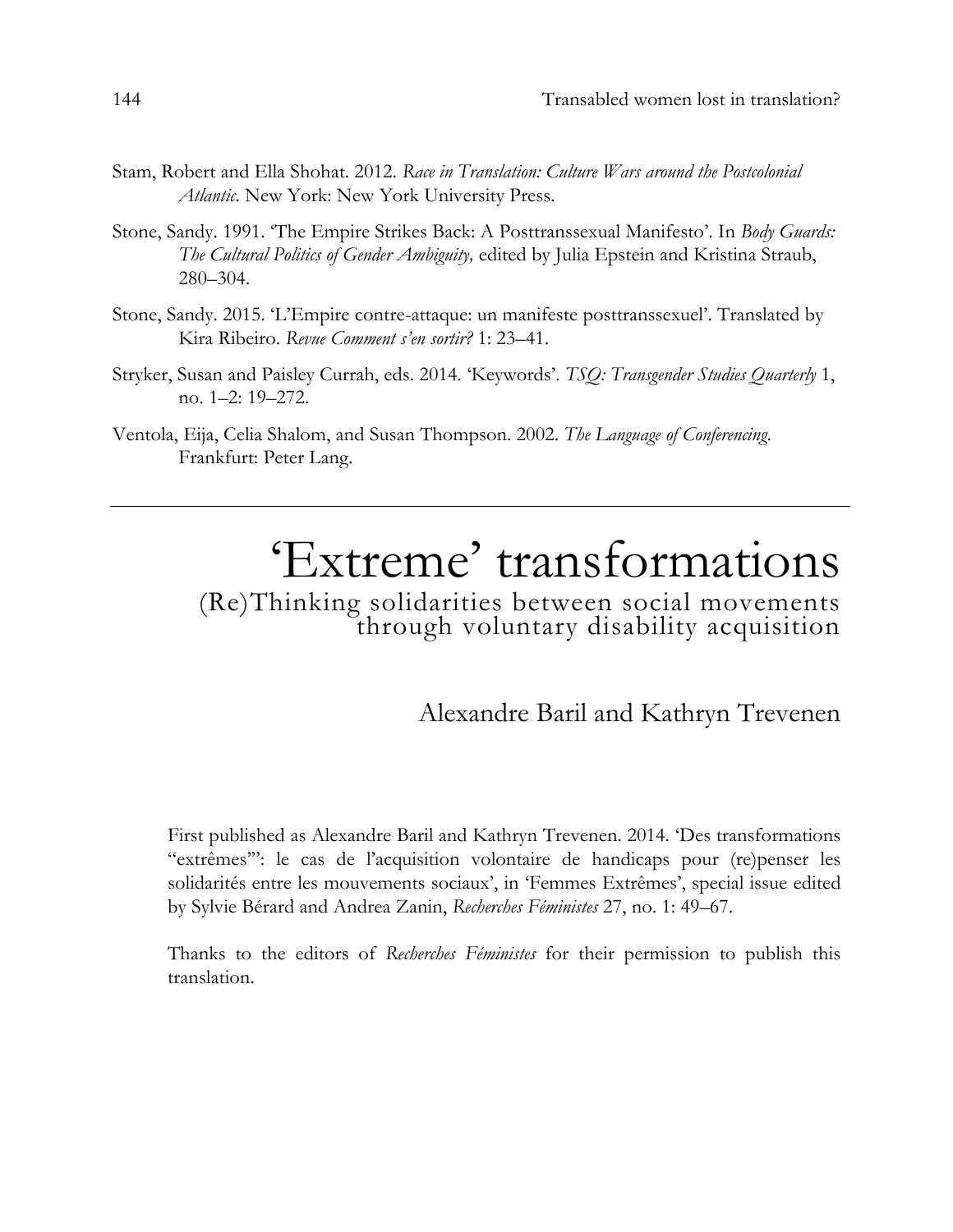Stam, Robert and Ella Shohat. 2012. *Race in Translation: Culture Wars around the Postcolonial Atlantic*. New York: New York University Press.

Stone, Sandy. 1991. 'The Empire Strikes Back: A Posttranssexual Manifesto'. In *Body Guards: The Cultural Politics of Gender Ambiguity,* edited by Julia Epstein and Kristina Straub, 280–304.

Stone, Sandy. 2015. 'L'Empire contre-attaque: un manifeste posttranssexuel'. Translated by Kira Ribeiro. *Revue Comment s'en sortir?* 1: 23–41.

Stryker, Susan and Paisley Currah, eds. 2014. 'Keywords'. *TSQ: Transgender Studies Quarterly* 1, no. 1–2: 19–272.

Ventola, Eija, Celia Shalom, and Susan Thompson. 2002. *The Language of Conferencing.* Frankfurt: Peter Lang.

---

# 'Extreme' transformations

## (Re)Thinking solidarities between social movements through voluntary disability acquisition

Alexandre Baril and Kathryn Trevenen

First published as Alexandre Baril and Kathryn Trevenen. 2014. 'Des transformations "extrêmes"': le cas de l'acquisition volontaire de handicaps pour (re)penser les solidarités entre les mouvements sociaux', in 'Femmes Extrêmes', special issue edited by Sylvie Bérard and Andrea Zanin, *Recherches Féministes* 27, no. 1: 49–67.

Thanks to the editors of *Recherches Féministes* for their permission to publish this translation.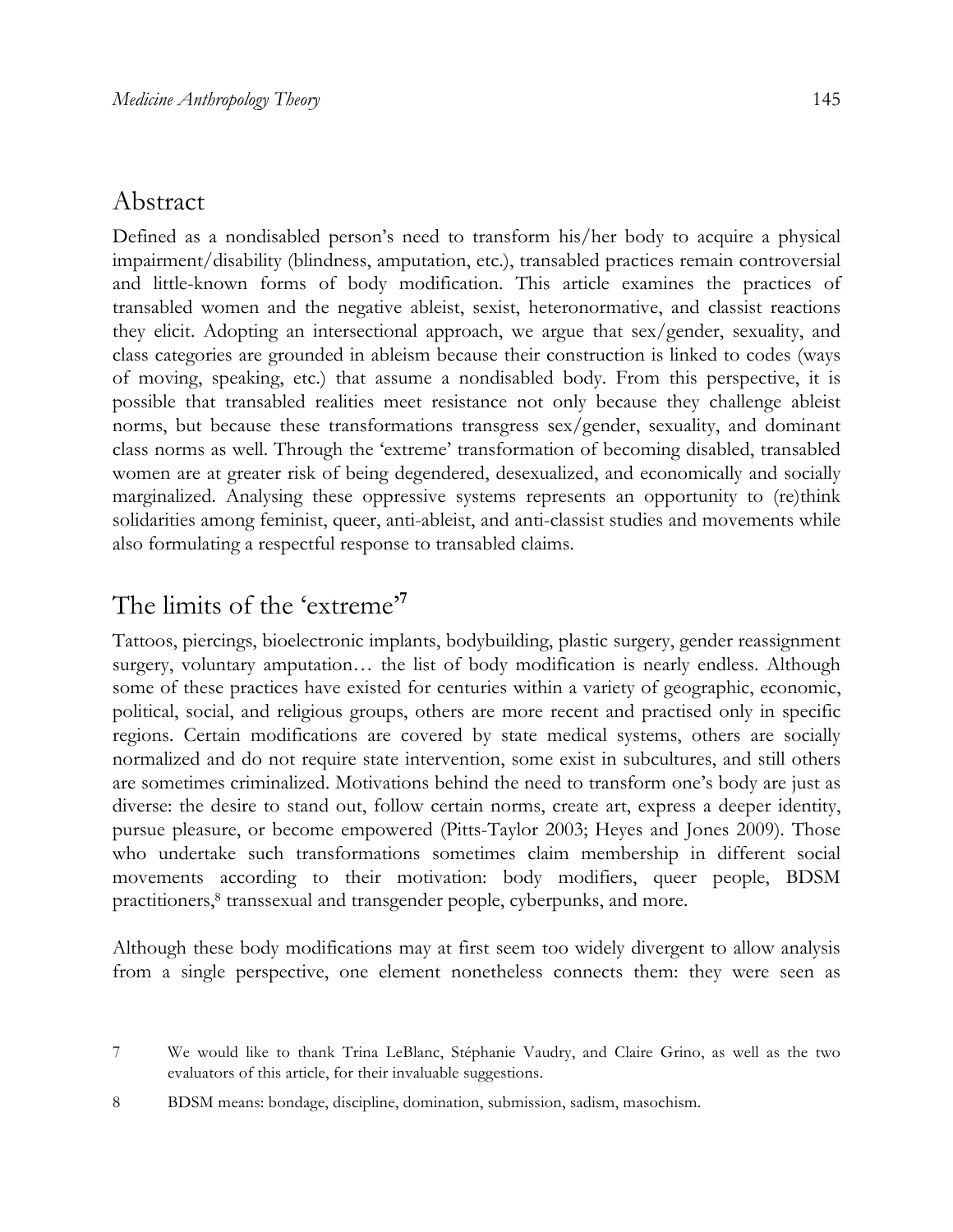## Abstract

Defined as a nondisabled person's need to transform his/her body to acquire a physical impairment/disability (blindness, amputation, etc.), transabled practices remain controversial and little-known forms of body modification. This article examines the practices of transabled women and the negative ableist, sexist, heteronormative, and classist reactions they elicit. Adopting an intersectional approach, we argue that sex/gender, sexuality, and class categories are grounded in ableism because their construction is linked to codes (ways of moving, speaking, etc.) that assume a nondisabled body. From this perspective, it is possible that transabled realities meet resistance not only because they challenge ableist norms, but because these transformations transgress sex/gender, sexuality, and dominant class norms as well. Through the 'extreme' transformation of becoming disabled, transabled women are at greater risk of being degendered, desexualized, and economically and socially marginalized. Analysing these oppressive systems represents an opportunity to (re)think solidarities among feminist, queer, anti-ableist, and anti-classist studies and movements while also formulating a respectful response to transabled claims.

## The limits of the 'extreme'[7]

Tattoos, piercings, bioelectronic implants, bodybuilding, plastic surgery, gender reassignment surgery, voluntary amputation… the list of body modification is nearly endless. Although some of these practices have existed for centuries within a variety of geographic, economic, political, social, and religious groups, others are more recent and practised only in specific regions. Certain modifications are covered by state medical systems, others are socially normalized and do not require state intervention, some exist in subcultures, and still others are sometimes criminalized. Motivations behind the need to transform one's body are just as diverse: the desire to stand out, follow certain norms, create art, express a deeper identity, pursue pleasure, or become empowered (Pitts-Taylor 2003; Heyes and Jones 2009). Those who undertake such transformations sometimes claim membership in different social movements according to their motivation: body modifiers, queer people, BDSM practitioners,[8] transsexual and transgender people, cyberpunks, and more.

Although these body modifications may at first seem too widely divergent to allow analysis from a single perspective, one element nonetheless connects them: they were seen as

---

7 We would like to thank Trina LeBlanc, Stéphanie Vaudry, and Claire Grino, as well as the two evaluators of this article, for their invaluable suggestions.

8 BDSM means: bondage, discipline, domination, submission, sadism, masochism.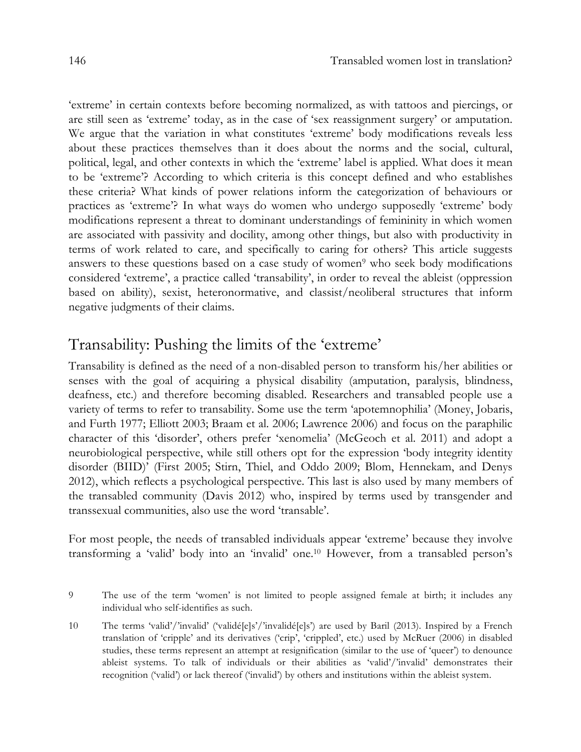'extreme' in certain contexts before becoming normalized, as with tattoos and piercings, or are still seen as 'extreme' today, as in the case of 'sex reassignment surgery' or amputation. We argue that the variation in what constitutes 'extreme' body modifications reveals less about these practices themselves than it does about the norms and the social, cultural, political, legal, and other contexts in which the 'extreme' label is applied. What does it mean to be 'extreme'? According to which criteria is this concept defined and who establishes these criteria? What kinds of power relations inform the categorization of behaviours or practices as 'extreme'? In what ways do women who undergo supposedly 'extreme' body modifications represent a threat to dominant understandings of femininity in which women are associated with passivity and docility, among other things, but also with productivity in terms of work related to care, and specifically to caring for others? This article suggests answers to these questions based on a case study of women[9] who seek body modifications considered 'extreme', a practice called 'transability', in order to reveal the ableist (oppression based on ability), sexist, heteronormative, and classist/neoliberal structures that inform negative judgments of their claims.

## Transability: Pushing the limits of the 'extreme'

Transability is defined as the need of a non-disabled person to transform his/her abilities or senses with the goal of acquiring a physical disability (amputation, paralysis, blindness, deafness, etc.) and therefore becoming disabled. Researchers and transabled people use a variety of terms to refer to transability. Some use the term 'apotemnophilia' (Money, Jobaris, and Furth 1977; Elliott 2003; Braam et al. 2006; Lawrence 2006) and focus on the paraphilic character of this 'disorder', others prefer 'xenomelia' (McGeoch et al. 2011) and adopt a neurobiological perspective, while still others opt for the expression 'body integrity identity disorder (BIID)' (First 2005; Stirn, Thiel, and Oddo 2009; Blom, Hennekam, and Denys 2012), which reflects a psychological perspective. This last is also used by many members of the transabled community (Davis 2012) who, inspired by terms used by transgender and transsexual communities, also use the word 'transable'.

For most people, the needs of transabled individuals appear 'extreme' because they involve transforming a 'valid' body into an 'invalid' one.[10] However, from a transabled person's

9 The use of the term 'women' is not limited to people assigned female at birth; it includes any individual who self-identifies as such.

10 The terms 'valid'/'invalid' ('validé[e]s'/'invalidé[e]s') are used by Baril (2013). Inspired by a French translation of 'cripple' and its derivatives ('crip', 'crippled', etc.) used by McRuer (2006) in disabled studies, these terms represent an attempt at resignification (similar to the use of 'queer') to denounce ableist systems. To talk of individuals or their abilities as 'valid'/'invalid' demonstrates their recognition ('valid') or lack thereof ('invalid') by others and institutions within the ableist system.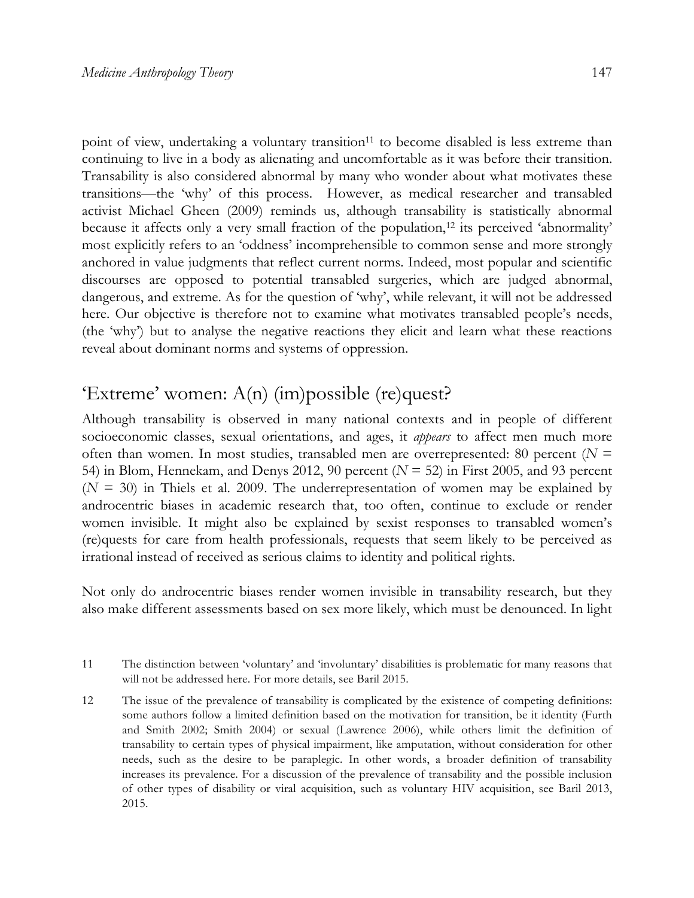point of view, undertaking a voluntary transition[11] to become disabled is less extreme than continuing to live in a body as alienating and uncomfortable as it was before their transition. Transability is also considered abnormal by many who wonder about what motivates these transitions—the 'why' of this process. However, as medical researcher and transabled activist Michael Gheen (2009) reminds us, although transability is statistically abnormal because it affects only a very small fraction of the population,[12] its perceived 'abnormality' most explicitly refers to an 'oddness' incomprehensible to common sense and more strongly anchored in value judgments that reflect current norms. Indeed, most popular and scientific discourses are opposed to potential transabled surgeries, which are judged abnormal, dangerous, and extreme. As for the question of 'why', while relevant, it will not be addressed here. Our objective is therefore not to examine what motivates transabled people's needs, (the 'why') but to analyse the negative reactions they elicit and learn what these reactions reveal about dominant norms and systems of oppression.

## 'Extreme' women: A(n) (im)possible (re)quest?

Although transability is observed in many national contexts and in people of different socioeconomic classes, sexual orientations, and ages, it *appears* to affect men much more often than women. In most studies, transabled men are overrepresented: 80 percent ($N$ = 54) in Blom, Hennekam, and Denys 2012, 90 percent ($N$ = 52) in First 2005, and 93 percent ($N$ = 30) in Thiels et al. 2009. The underrepresentation of women may be explained by androcentric biases in academic research that, too often, continue to exclude or render women invisible. It might also be explained by sexist responses to transabled women's (re)quests for care from health professionals, requests that seem likely to be perceived as irrational instead of received as serious claims to identity and political rights.

Not only do androcentric biases render women invisible in transability research, but they also make different assessments based on sex more likely, which must be denounced. In light

11 The distinction between 'voluntary' and 'involuntary' disabilities is problematic for many reasons that will not be addressed here. For more details, see Baril 2015.

12 The issue of the prevalence of transability is complicated by the existence of competing definitions: some authors follow a limited definition based on the motivation for transition, be it identity (Furth and Smith 2002; Smith 2004) or sexual (Lawrence 2006), while others limit the definition of transability to certain types of physical impairment, like amputation, without consideration for other needs, such as the desire to be paraplegic. In other words, a broader definition of transability increases its prevalence. For a discussion of the prevalence of transability and the possible inclusion of other types of disability or viral acquisition, such as voluntary HIV acquisition, see Baril 2013, 2015.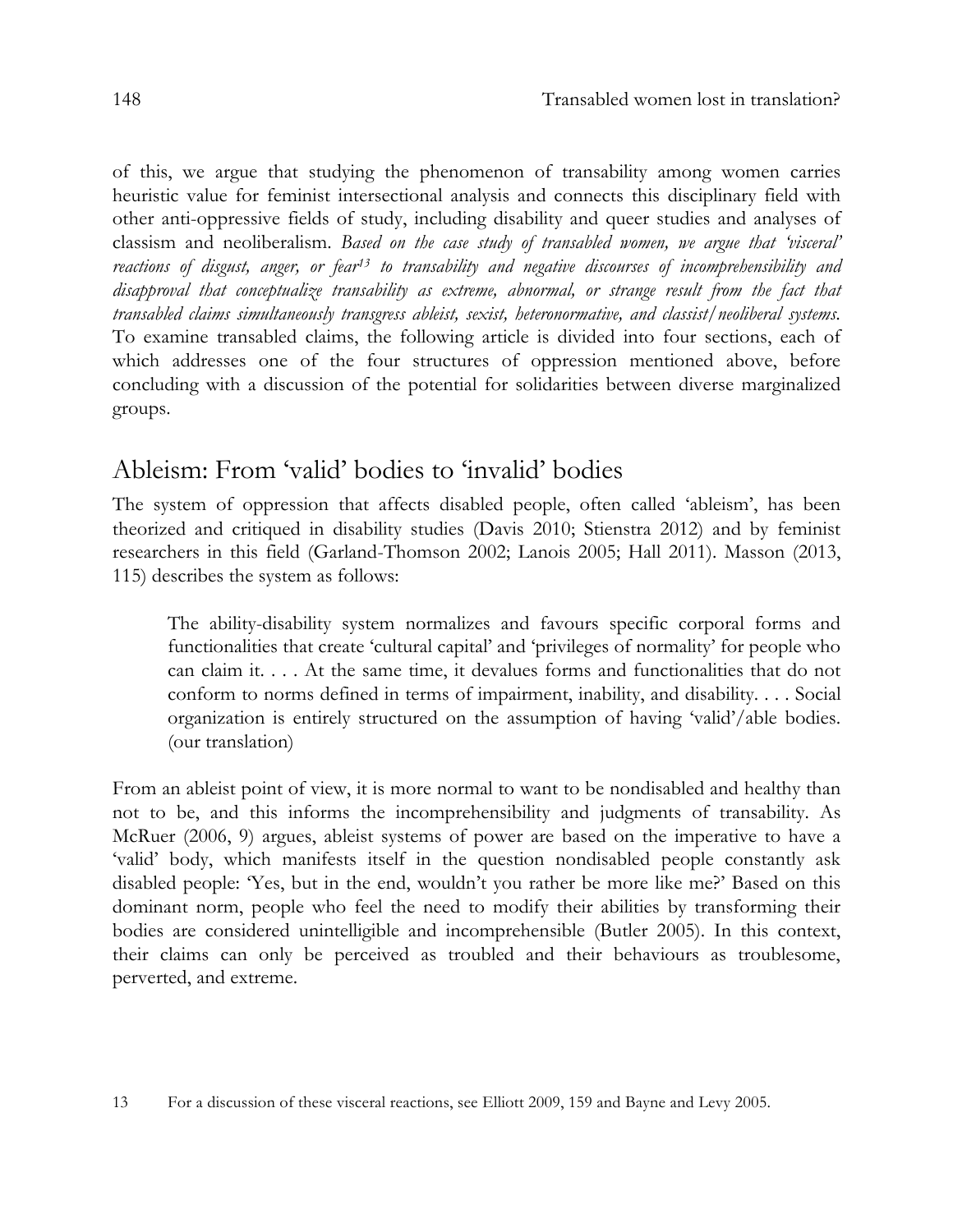of this, we argue that studying the phenomenon of transability among women carries heuristic value for feminist intersectional analysis and connects this disciplinary field with other anti-oppressive fields of study, including disability and queer studies and analyses of classism and neoliberalism. *Based on the case study of transabled women, we argue that 'visceral' reactions of disgust, anger, or fear*[13] *to transability and negative discourses of incomprehensibility and disapproval that conceptualize transability as extreme, abnormal, or strange result from the fact that transabled claims simultaneously transgress ableist, sexist, heteronormative, and classist/neoliberal systems.* To examine transabled claims, the following article is divided into four sections, each of which addresses one of the four structures of oppression mentioned above, before concluding with a discussion of the potential for solidarities between diverse marginalized groups.

## Ableism: From 'valid' bodies to 'invalid' bodies

The system of oppression that affects disabled people, often called 'ableism', has been theorized and critiqued in disability studies (Davis 2010; Stienstra 2012) and by feminist researchers in this field (Garland-Thomson 2002; Lanois 2005; Hall 2011). Masson (2013, 115) describes the system as follows:

> The ability-disability system normalizes and favours specific corporal forms and functionalities that create 'cultural capital' and 'privileges of normality' for people who can claim it. . . . At the same time, it devalues forms and functionalities that do not conform to norms defined in terms of impairment, inability, and disability. . . . Social organization is entirely structured on the assumption of having 'valid'/able bodies. (our translation)

From an ableist point of view, it is more normal to want to be nondisabled and healthy than not to be, and this informs the incomprehensibility and judgments of transability. As McRuer (2006, 9) argues, ableist systems of power are based on the imperative to have a 'valid' body, which manifests itself in the question nondisabled people constantly ask disabled people: 'Yes, but in the end, wouldn't you rather be more like me?' Based on this dominant norm, people who feel the need to modify their abilities by transforming their bodies are considered unintelligible and incomprehensible (Butler 2005). In this context, their claims can only be perceived as troubled and their behaviours as troublesome, perverted, and extreme.

13 For a discussion of these visceral reactions, see Elliott 2009, 159 and Bayne and Levy 2005.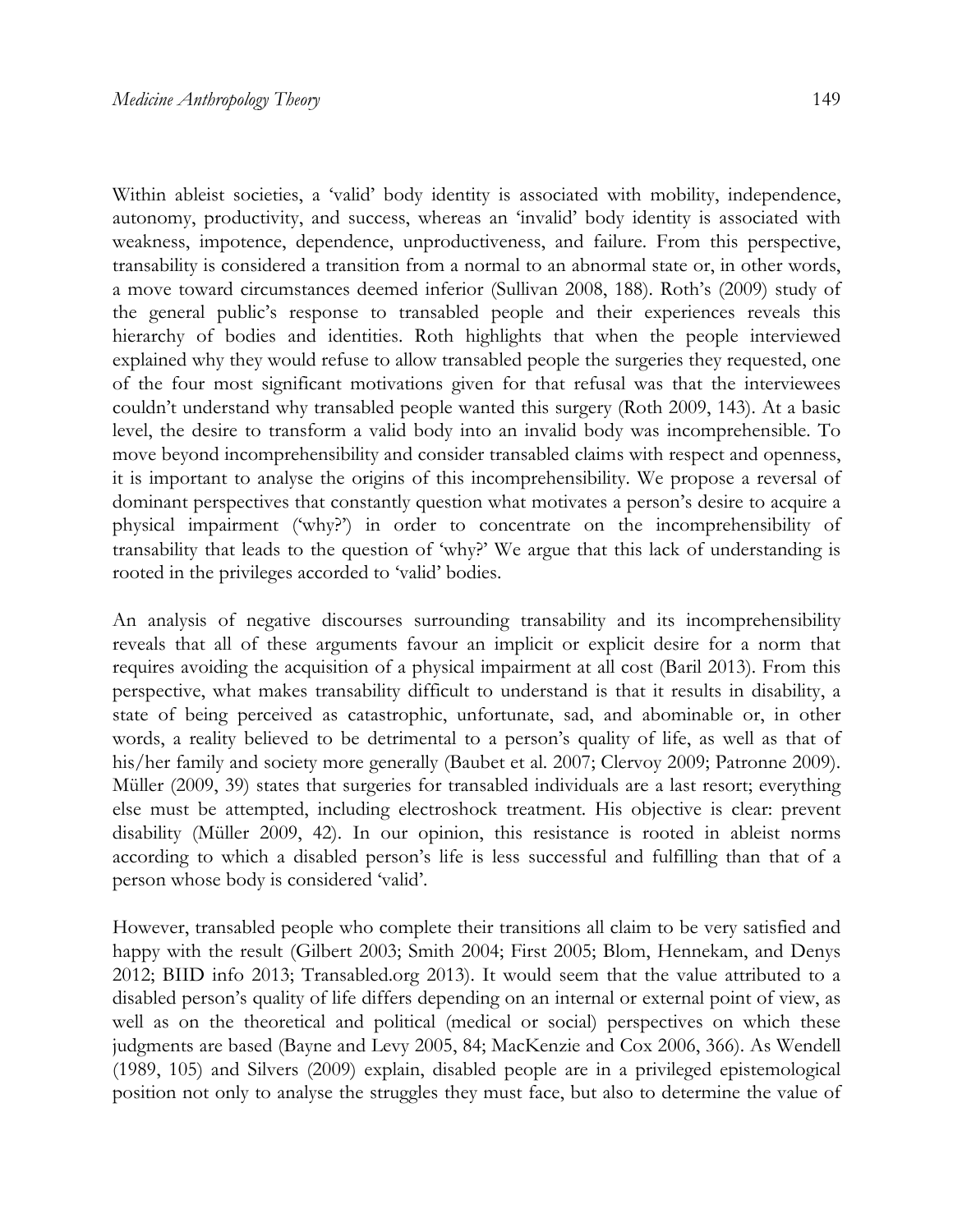Within ableist societies, a 'valid' body identity is associated with mobility, independence, autonomy, productivity, and success, whereas an 'invalid' body identity is associated with weakness, impotence, dependence, unproductiveness, and failure. From this perspective, transability is considered a transition from a normal to an abnormal state or, in other words, a move toward circumstances deemed inferior (Sullivan 2008, 188). Roth's (2009) study of the general public's response to transabled people and their experiences reveals this hierarchy of bodies and identities. Roth highlights that when the people interviewed explained why they would refuse to allow transabled people the surgeries they requested, one of the four most significant motivations given for that refusal was that the interviewees couldn't understand why transabled people wanted this surgery (Roth 2009, 143). At a basic level, the desire to transform a valid body into an invalid body was incomprehensible. To move beyond incomprehensibility and consider transabled claims with respect and openness, it is important to analyse the origins of this incomprehensibility. We propose a reversal of dominant perspectives that constantly question what motivates a person's desire to acquire a physical impairment ('why?') in order to concentrate on the incomprehensibility of transability that leads to the question of 'why?' We argue that this lack of understanding is rooted in the privileges accorded to 'valid' bodies.

An analysis of negative discourses surrounding transability and its incomprehensibility reveals that all of these arguments favour an implicit or explicit desire for a norm that requires avoiding the acquisition of a physical impairment at all cost (Baril 2013). From this perspective, what makes transability difficult to understand is that it results in disability, a state of being perceived as catastrophic, unfortunate, sad, and abominable or, in other words, a reality believed to be detrimental to a person's quality of life, as well as that of his/her family and society more generally (Baubet et al. 2007; Clervoy 2009; Patronne 2009). Müller (2009, 39) states that surgeries for transabled individuals are a last resort; everything else must be attempted, including electroshock treatment. His objective is clear: prevent disability (Müller 2009, 42). In our opinion, this resistance is rooted in ableist norms according to which a disabled person's life is less successful and fulfilling than that of a person whose body is considered 'valid'.

However, transabled people who complete their transitions all claim to be very satisfied and happy with the result (Gilbert 2003; Smith 2004; First 2005; Blom, Hennekam, and Denys 2012; BIID info 2013; Transabled.org 2013). It would seem that the value attributed to a disabled person's quality of life differs depending on an internal or external point of view, as well as on the theoretical and political (medical or social) perspectives on which these judgments are based (Bayne and Levy 2005, 84; MacKenzie and Cox 2006, 366). As Wendell (1989, 105) and Silvers (2009) explain, disabled people are in a privileged epistemological position not only to analyse the struggles they must face, but also to determine the value of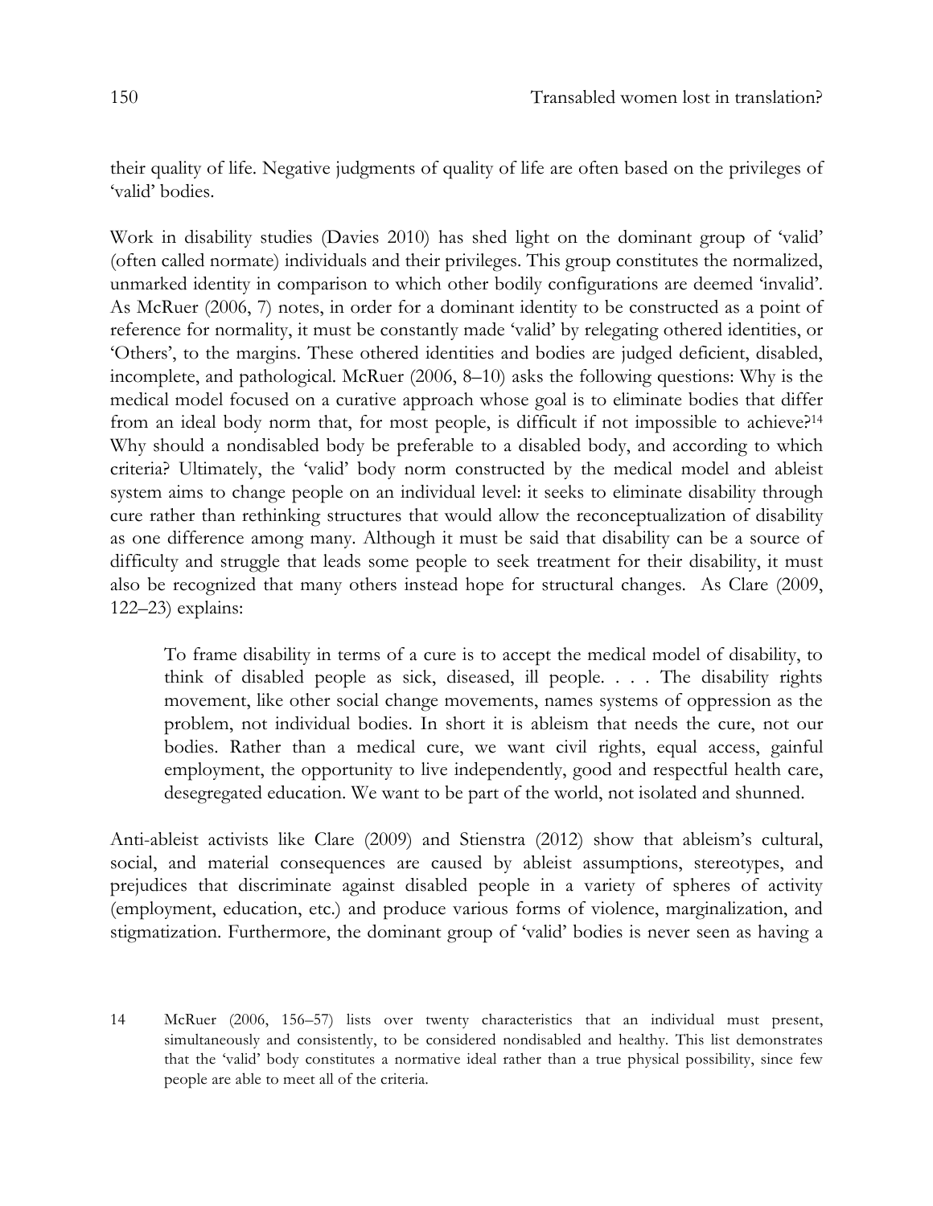their quality of life. Negative judgments of quality of life are often based on the privileges of 'valid' bodies.

Work in disability studies (Davies 2010) has shed light on the dominant group of 'valid' (often called normate) individuals and their privileges. This group constitutes the normalized, unmarked identity in comparison to which other bodily configurations are deemed 'invalid'. As McRuer (2006, 7) notes, in order for a dominant identity to be constructed as a point of reference for normality, it must be constantly made 'valid' by relegating othered identities, or 'Others', to the margins. These othered identities and bodies are judged deficient, disabled, incomplete, and pathological. McRuer (2006, 8–10) asks the following questions: Why is the medical model focused on a curative approach whose goal is to eliminate bodies that differ from an ideal body norm that, for most people, is difficult if not impossible to achieve?[14] Why should a nondisabled body be preferable to a disabled body, and according to which criteria? Ultimately, the 'valid' body norm constructed by the medical model and ableist system aims to change people on an individual level: it seeks to eliminate disability through cure rather than rethinking structures that would allow the reconceptualization of disability as one difference among many. Although it must be said that disability can be a source of difficulty and struggle that leads some people to seek treatment for their disability, it must also be recognized that many others instead hope for structural changes. As Clare (2009, 122–23) explains:

> To frame disability in terms of a cure is to accept the medical model of disability, to think of disabled people as sick, diseased, ill people. . . . The disability rights movement, like other social change movements, names systems of oppression as the problem, not individual bodies. In short it is ableism that needs the cure, not our bodies. Rather than a medical cure, we want civil rights, equal access, gainful employment, the opportunity to live independently, good and respectful health care, desegregated education. We want to be part of the world, not isolated and shunned.

Anti-ableist activists like Clare (2009) and Stienstra (2012) show that ableism's cultural, social, and material consequences are caused by ableist assumptions, stereotypes, and prejudices that discriminate against disabled people in a variety of spheres of activity (employment, education, etc.) and produce various forms of violence, marginalization, and stigmatization. Furthermore, the dominant group of 'valid' bodies is never seen as having a

14 McRuer (2006, 156–57) lists over twenty characteristics that an individual must present, simultaneously and consistently, to be considered nondisabled and healthy. This list demonstrates that the 'valid' body constitutes a normative ideal rather than a true physical possibility, since few people are able to meet all of the criteria.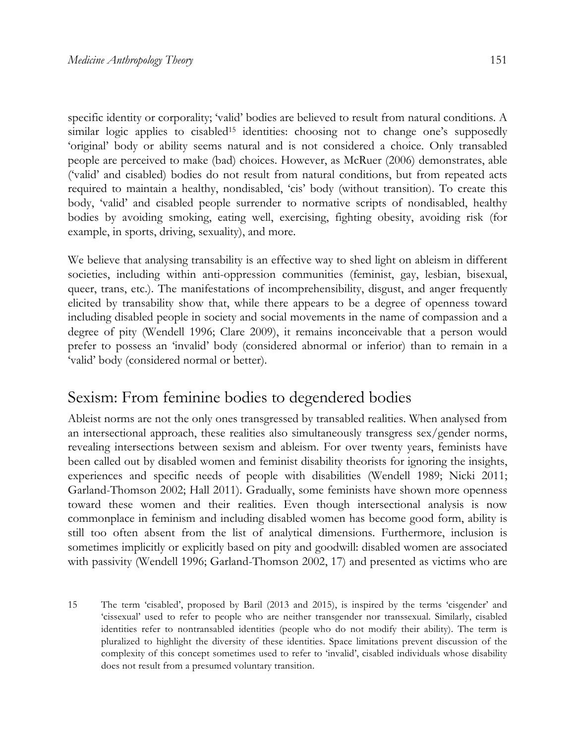specific identity or corporality; 'valid' bodies are believed to result from natural conditions. A similar logic applies to cisabled[15] identities: choosing not to change one's supposedly 'original' body or ability seems natural and is not considered a choice. Only transabled people are perceived to make (bad) choices. However, as McRuer (2006) demonstrates, able ('valid' and cisabled) bodies do not result from natural conditions, but from repeated acts required to maintain a healthy, nondisabled, 'cis' body (without transition). To create this body, 'valid' and cisabled people surrender to normative scripts of nondisabled, healthy bodies by avoiding smoking, eating well, exercising, fighting obesity, avoiding risk (for example, in sports, driving, sexuality), and more.

We believe that analysing transability is an effective way to shed light on ableism in different societies, including within anti-oppression communities (feminist, gay, lesbian, bisexual, queer, trans, etc.). The manifestations of incomprehensibility, disgust, and anger frequently elicited by transability show that, while there appears to be a degree of openness toward including disabled people in society and social movements in the name of compassion and a degree of pity (Wendell 1996; Clare 2009), it remains inconceivable that a person would prefer to possess an 'invalid' body (considered abnormal or inferior) than to remain in a 'valid' body (considered normal or better).

## Sexism: From feminine bodies to degendered bodies

Ableist norms are not the only ones transgressed by transabled realities. When analysed from an intersectional approach, these realities also simultaneously transgress sex/gender norms, revealing intersections between sexism and ableism. For over twenty years, feminists have been called out by disabled women and feminist disability theorists for ignoring the insights, experiences and specific needs of people with disabilities (Wendell 1989; Nicki 2011; Garland-Thomson 2002; Hall 2011). Gradually, some feminists have shown more openness toward these women and their realities. Even though intersectional analysis is now commonplace in feminism and including disabled women has become good form, ability is still too often absent from the list of analytical dimensions. Furthermore, inclusion is sometimes implicitly or explicitly based on pity and goodwill: disabled women are associated with passivity (Wendell 1996; Garland-Thomson 2002, 17) and presented as victims who are

15 The term 'cisabled', proposed by Baril (2013 and 2015), is inspired by the terms 'cisgender' and 'cissexual' used to refer to people who are neither transgender nor transsexual. Similarly, cisabled identities refer to nontransabled identities (people who do not modify their ability). The term is pluralized to highlight the diversity of these identities. Space limitations prevent discussion of the complexity of this concept sometimes used to refer to 'invalid', cisabled individuals whose disability does not result from a presumed voluntary transition.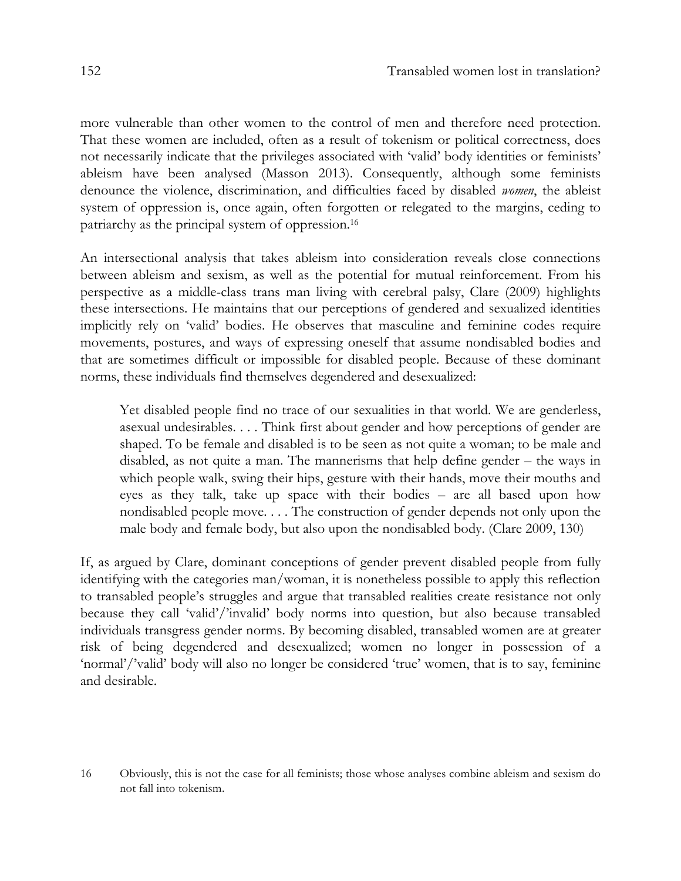more vulnerable than other women to the control of men and therefore need protection. That these women are included, often as a result of tokenism or political correctness, does not necessarily indicate that the privileges associated with 'valid' body identities or feminists' ableism have been analysed (Masson 2013). Consequently, although some feminists denounce the violence, discrimination, and difficulties faced by disabled *women*, the ableist system of oppression is, once again, often forgotten or relegated to the margins, ceding to patriarchy as the principal system of oppression.[16]

An intersectional analysis that takes ableism into consideration reveals close connections between ableism and sexism, as well as the potential for mutual reinforcement. From his perspective as a middle-class trans man living with cerebral palsy, Clare (2009) highlights these intersections. He maintains that our perceptions of gendered and sexualized identities implicitly rely on 'valid' bodies. He observes that masculine and feminine codes require movements, postures, and ways of expressing oneself that assume nondisabled bodies and that are sometimes difficult or impossible for disabled people. Because of these dominant norms, these individuals find themselves degendered and desexualized:

> Yet disabled people find no trace of our sexualities in that world. We are genderless, asexual undesirables. . . . Think first about gender and how perceptions of gender are shaped. To be female and disabled is to be seen as not quite a woman; to be male and disabled, as not quite a man. The mannerisms that help define gender – the ways in which people walk, swing their hips, gesture with their hands, move their mouths and eyes as they talk, take up space with their bodies – are all based upon how nondisabled people move. . . . The construction of gender depends not only upon the male body and female body, but also upon the nondisabled body. (Clare 2009, 130)

If, as argued by Clare, dominant conceptions of gender prevent disabled people from fully identifying with the categories man/woman, it is nonetheless possible to apply this reflection to transabled people's struggles and argue that transabled realities create resistance not only because they call 'valid'/'invalid' body norms into question, but also because transabled individuals transgress gender norms. By becoming disabled, transabled women are at greater risk of being degendered and desexualized; women no longer in possession of a 'normal'/'valid' body will also no longer be considered 'true' women, that is to say, feminine and desirable.

16 Obviously, this is not the case for all feminists; those whose analyses combine ableism and sexism do not fall into tokenism.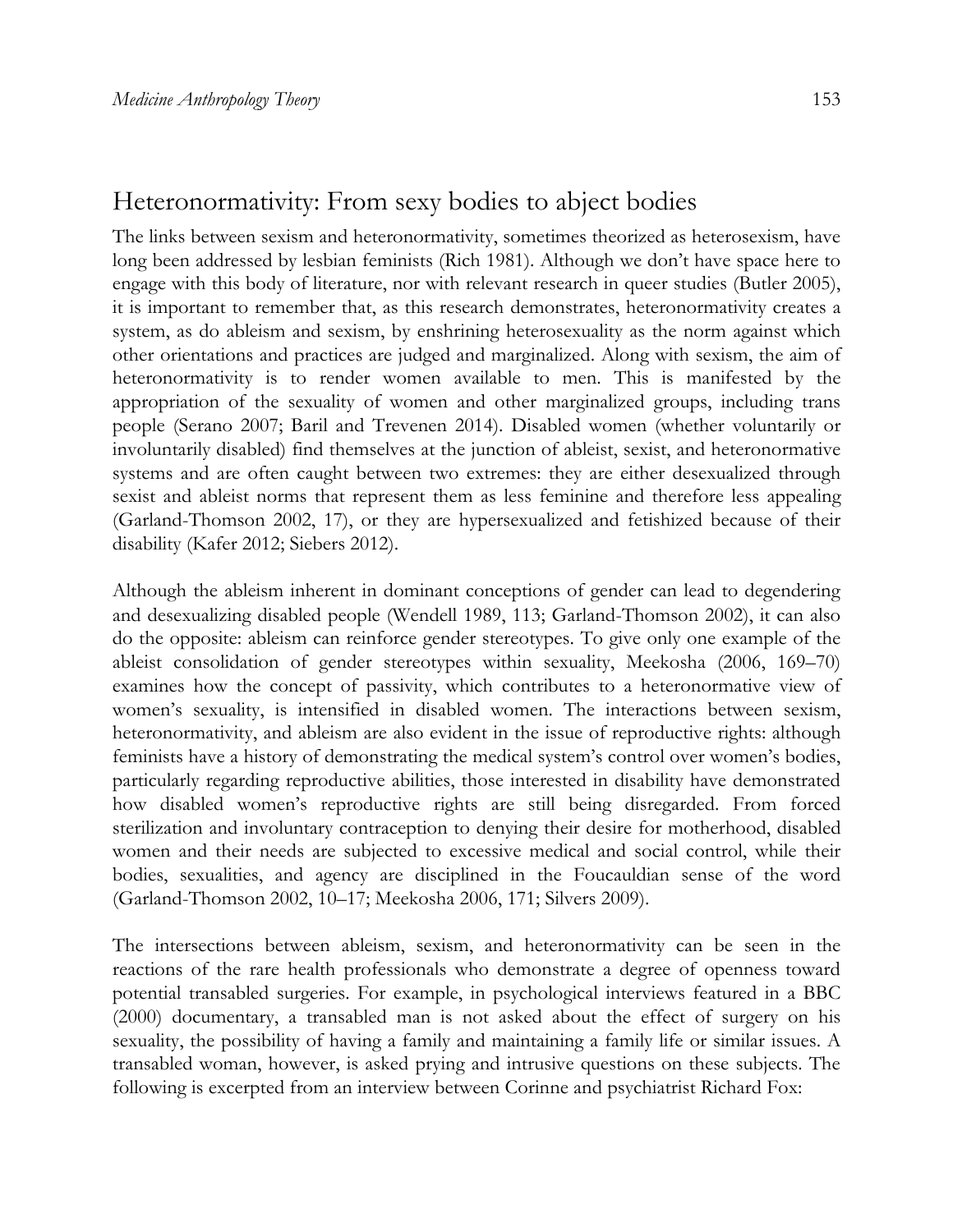## Heteronormativity: From sexy bodies to abject bodies

The links between sexism and heteronormativity, sometimes theorized as heterosexism, have long been addressed by lesbian feminists (Rich 1981). Although we don't have space here to engage with this body of literature, nor with relevant research in queer studies (Butler 2005), it is important to remember that, as this research demonstrates, heteronormativity creates a system, as do ableism and sexism, by enshrining heterosexuality as the norm against which other orientations and practices are judged and marginalized. Along with sexism, the aim of heteronormativity is to render women available to men. This is manifested by the appropriation of the sexuality of women and other marginalized groups, including trans people (Serano 2007; Baril and Trevenen 2014). Disabled women (whether voluntarily or involuntarily disabled) find themselves at the junction of ableist, sexist, and heteronormative systems and are often caught between two extremes: they are either desexualized through sexist and ableist norms that represent them as less feminine and therefore less appealing (Garland-Thomson 2002, 17), or they are hypersexualized and fetishized because of their disability (Kafer 2012; Siebers 2012).

Although the ableism inherent in dominant conceptions of gender can lead to degendering and desexualizing disabled people (Wendell 1989, 113; Garland-Thomson 2002), it can also do the opposite: ableism can reinforce gender stereotypes. To give only one example of the ableist consolidation of gender stereotypes within sexuality, Meekosha (2006, 169–70) examines how the concept of passivity, which contributes to a heteronormative view of women's sexuality, is intensified in disabled women. The interactions between sexism, heteronormativity, and ableism are also evident in the issue of reproductive rights: although feminists have a history of demonstrating the medical system's control over women's bodies, particularly regarding reproductive abilities, those interested in disability have demonstrated how disabled women's reproductive rights are still being disregarded. From forced sterilization and involuntary contraception to denying their desire for motherhood, disabled women and their needs are subjected to excessive medical and social control, while their bodies, sexualities, and agency are disciplined in the Foucauldian sense of the word (Garland-Thomson 2002, 10–17; Meekosha 2006, 171; Silvers 2009).

The intersections between ableism, sexism, and heteronormativity can be seen in the reactions of the rare health professionals who demonstrate a degree of openness toward potential transabled surgeries. For example, in psychological interviews featured in a BBC (2000) documentary, a transabled man is not asked about the effect of surgery on his sexuality, the possibility of having a family and maintaining a family life or similar issues. A transabled woman, however, is asked prying and intrusive questions on these subjects. The following is excerpted from an interview between Corinne and psychiatrist Richard Fox: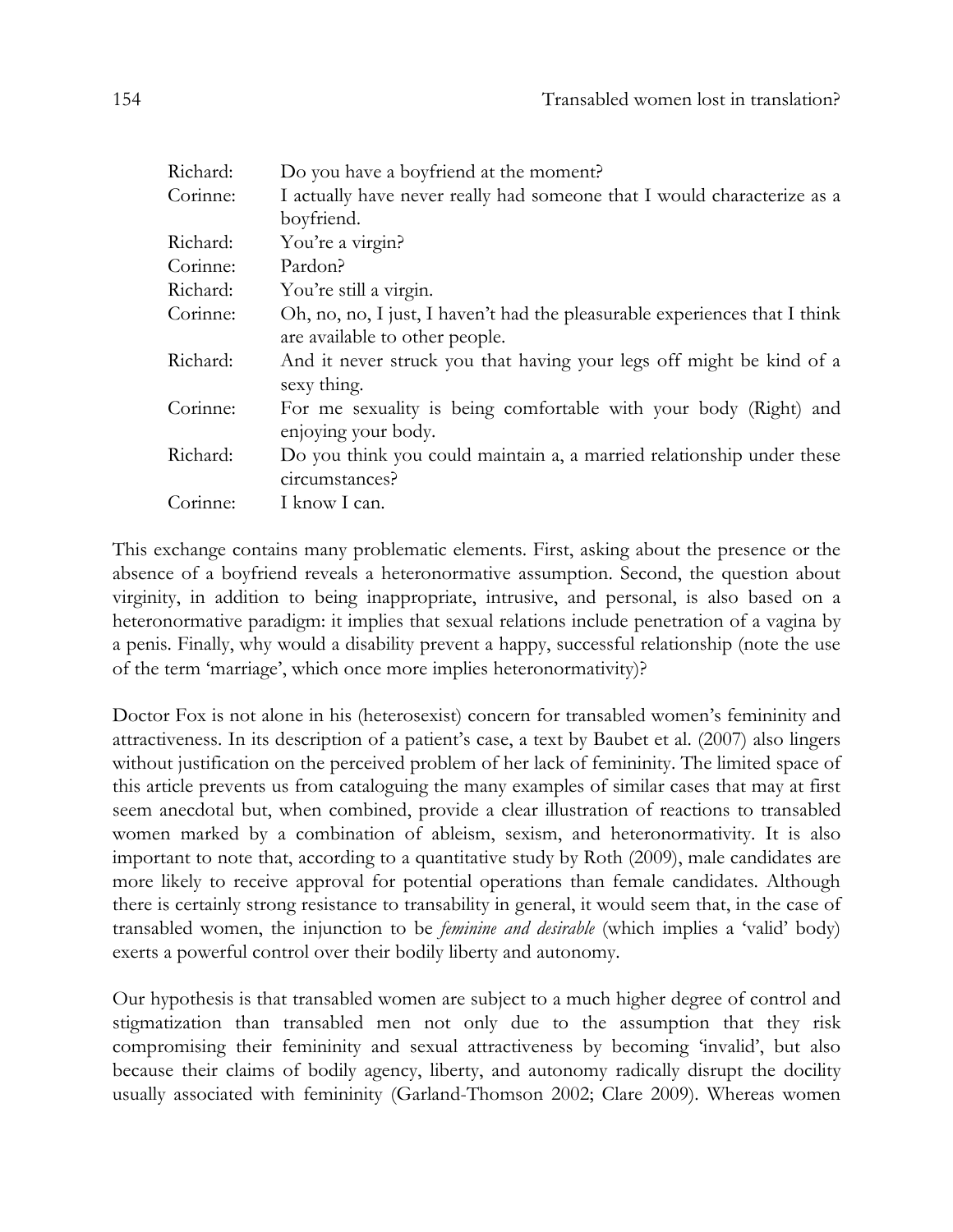| Richard: | Do you have a boyfriend at the moment? |
|---|---|
| Corinne: | I actually have never really had someone that I would characterize as a boyfriend. |
| Richard: | You're a virgin? |
| Corinne: | Pardon? |
| Richard: | You're still a virgin. |
| Corinne: | Oh, no, no, I just, I haven't had the pleasurable experiences that I think are available to other people. |
| Richard: | And it never struck you that having your legs off might be kind of a sexy thing. |
| Corinne: | For me sexuality is being comfortable with your body (Right) and enjoying your body. |
| Richard: | Do you think you could maintain a, a married relationship under these circumstances? |
| Corinne: | I know I can. |

This exchange contains many problematic elements. First, asking about the presence or the absence of a boyfriend reveals a heteronormative assumption. Second, the question about virginity, in addition to being inappropriate, intrusive, and personal, is also based on a heteronormative paradigm: it implies that sexual relations include penetration of a vagina by a penis. Finally, why would a disability prevent a happy, successful relationship (note the use of the term 'marriage', which once more implies heteronormativity)?

Doctor Fox is not alone in his (heterosexist) concern for transabled women's femininity and attractiveness. In its description of a patient's case, a text by Baubet et al. (2007) also lingers without justification on the perceived problem of her lack of femininity. The limited space of this article prevents us from cataloguing the many examples of similar cases that may at first seem anecdotal but, when combined, provide a clear illustration of reactions to transabled women marked by a combination of ableism, sexism, and heteronormativity. It is also important to note that, according to a quantitative study by Roth (2009), male candidates are more likely to receive approval for potential operations than female candidates. Although there is certainly strong resistance to transability in general, it would seem that, in the case of transabled women, the injunction to be *feminine and desirable* (which implies a 'valid' body) exerts a powerful control over their bodily liberty and autonomy.

Our hypothesis is that transabled women are subject to a much higher degree of control and stigmatization than transabled men not only due to the assumption that they risk compromising their femininity and sexual attractiveness by becoming 'invalid', but also because their claims of bodily agency, liberty, and autonomy radically disrupt the docility usually associated with femininity (Garland-Thomson 2002; Clare 2009). Whereas women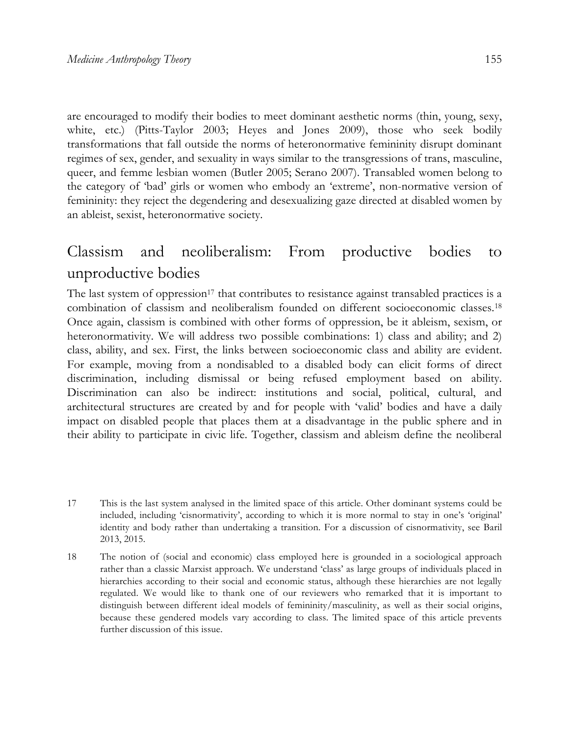are encouraged to modify their bodies to meet dominant aesthetic norms (thin, young, sexy, white, etc.) (Pitts-Taylor 2003; Heyes and Jones 2009), those who seek bodily transformations that fall outside the norms of heteronormative femininity disrupt dominant regimes of sex, gender, and sexuality in ways similar to the transgressions of trans, masculine, queer, and femme lesbian women (Butler 2005; Serano 2007). Transabled women belong to the category of 'bad' girls or women who embody an 'extreme', non-normative version of femininity: they reject the degendering and desexualizing gaze directed at disabled women by an ableist, sexist, heteronormative society.

## Classism and neoliberalism: From productive bodies to unproductive bodies

The last system of oppression[17] that contributes to resistance against transabled practices is a combination of classism and neoliberalism founded on different socioeconomic classes.[18] Once again, classism is combined with other forms of oppression, be it ableism, sexism, or heteronormativity. We will address two possible combinations: 1) class and ability; and 2) class, ability, and sex. First, the links between socioeconomic class and ability are evident. For example, moving from a nondisabled to a disabled body can elicit forms of direct discrimination, including dismissal or being refused employment based on ability. Discrimination can also be indirect: institutions and social, political, cultural, and architectural structures are created by and for people with 'valid' bodies and have a daily impact on disabled people that places them at a disadvantage in the public sphere and in their ability to participate in civic life. Together, classism and ableism define the neoliberal

17 This is the last system analysed in the limited space of this article. Other dominant systems could be included, including 'cisnormativity', according to which it is more normal to stay in one's 'original' identity and body rather than undertaking a transition. For a discussion of cisnormativity, see Baril 2013, 2015.

18 The notion of (social and economic) class employed here is grounded in a sociological approach rather than a classic Marxist approach. We understand 'class' as large groups of individuals placed in hierarchies according to their social and economic status, although these hierarchies are not legally regulated. We would like to thank one of our reviewers who remarked that it is important to distinguish between different ideal models of femininity/masculinity, as well as their social origins, because these gendered models vary according to class. The limited space of this article prevents further discussion of this issue.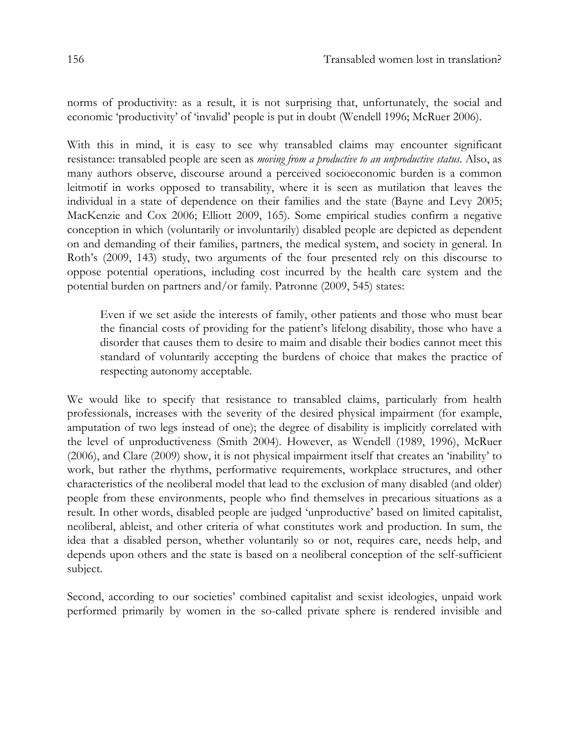norms of productivity: as a result, it is not surprising that, unfortunately, the social and economic 'productivity' of 'invalid' people is put in doubt (Wendell 1996; McRuer 2006).

With this in mind, it is easy to see why transabled claims may encounter significant resistance: transabled people are seen as *moving from a productive to an unproductive status*. Also, as many authors observe, discourse around a perceived socioeconomic burden is a common leitmotif in works opposed to transability, where it is seen as mutilation that leaves the individual in a state of dependence on their families and the state (Bayne and Levy 2005; MacKenzie and Cox 2006; Elliott 2009, 165). Some empirical studies confirm a negative conception in which (voluntarily or involuntarily) disabled people are depicted as dependent on and demanding of their families, partners, the medical system, and society in general. In Roth's (2009, 143) study, two arguments of the four presented rely on this discourse to oppose potential operations, including cost incurred by the health care system and the potential burden on partners and/or family. Patronne (2009, 545) states:

> Even if we set aside the interests of family, other patients and those who must bear the financial costs of providing for the patient's lifelong disability, those who have a disorder that causes them to desire to maim and disable their bodies cannot meet this standard of voluntarily accepting the burdens of choice that makes the practice of respecting autonomy acceptable.

We would like to specify that resistance to transabled claims, particularly from health professionals, increases with the severity of the desired physical impairment (for example, amputation of two legs instead of one); the degree of disability is implicitly correlated with the level of unproductiveness (Smith 2004). However, as Wendell (1989, 1996), McRuer (2006), and Clare (2009) show, it is not physical impairment itself that creates an 'inability' to work, but rather the rhythms, performative requirements, workplace structures, and other characteristics of the neoliberal model that lead to the exclusion of many disabled (and older) people from these environments, people who find themselves in precarious situations as a result. In other words, disabled people are judged 'unproductive' based on limited capitalist, neoliberal, ableist, and other criteria of what constitutes work and production. In sum, the idea that a disabled person, whether voluntarily so or not, requires care, needs help, and depends upon others and the state is based on a neoliberal conception of the self-sufficient subject.

Second, according to our societies' combined capitalist and sexist ideologies, unpaid work performed primarily by women in the so-called private sphere is rendered invisible and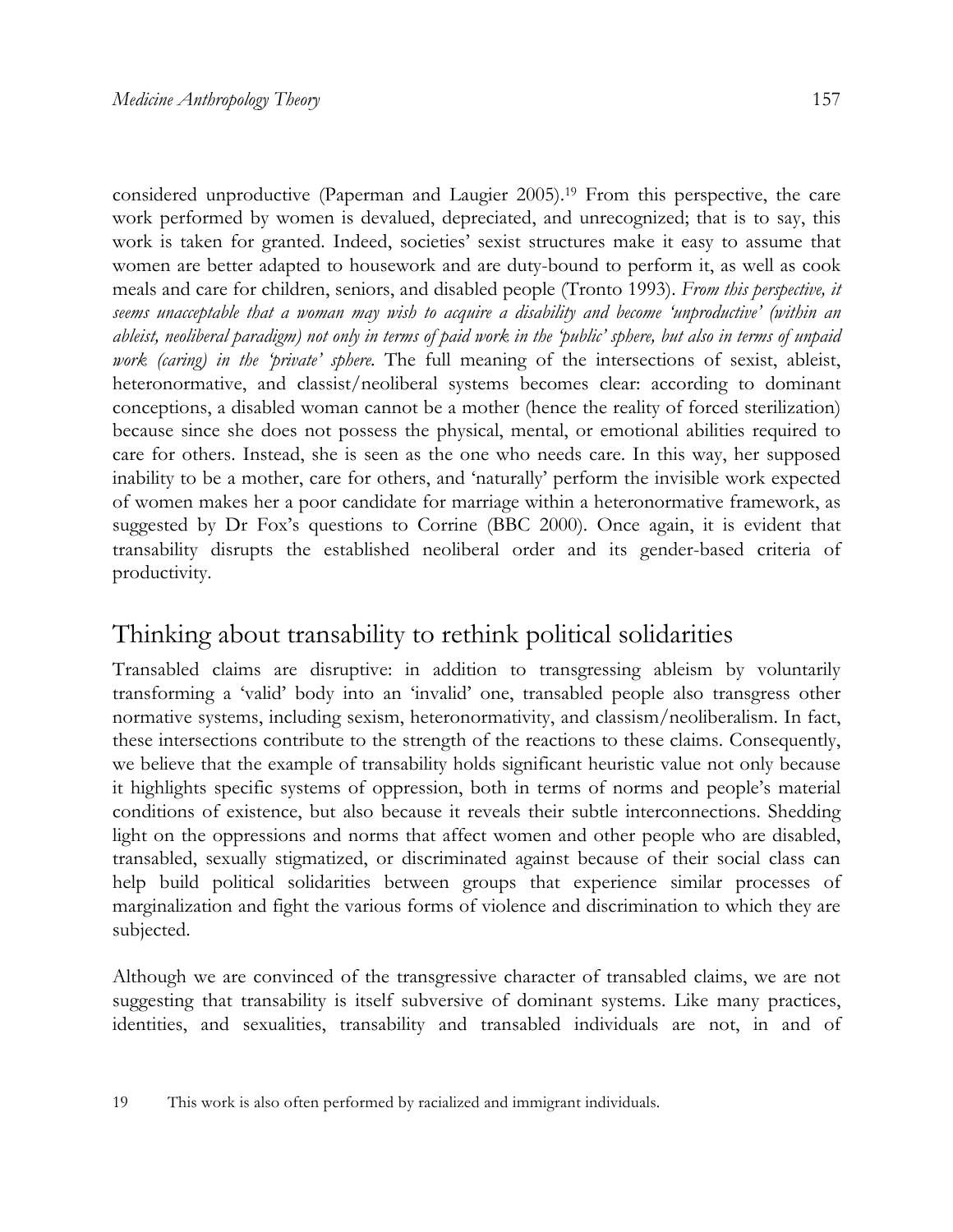considered unproductive (Paperman and Laugier 2005).[19] From this perspective, the care work performed by women is devalued, depreciated, and unrecognized; that is to say, this work is taken for granted. Indeed, societies' sexist structures make it easy to assume that women are better adapted to housework and are duty-bound to perform it, as well as cook meals and care for children, seniors, and disabled people (Tronto 1993). *From this perspective, it seems unacceptable that a woman may wish to acquire a disability and become 'unproductive' (within an ableist, neoliberal paradigm) not only in terms of paid work in the 'public' sphere, but also in terms of unpaid work (caring) in the 'private' sphere.* The full meaning of the intersections of sexist, ableist, heteronormative, and classist/neoliberal systems becomes clear: according to dominant conceptions, a disabled woman cannot be a mother (hence the reality of forced sterilization) because since she does not possess the physical, mental, or emotional abilities required to care for others. Instead, she is seen as the one who needs care. In this way, her supposed inability to be a mother, care for others, and 'naturally' perform the invisible work expected of women makes her a poor candidate for marriage within a heteronormative framework, as suggested by Dr Fox's questions to Corrine (BBC 2000). Once again, it is evident that transability disrupts the established neoliberal order and its gender-based criteria of productivity.

## Thinking about transability to rethink political solidarities

Transabled claims are disruptive: in addition to transgressing ableism by voluntarily transforming a 'valid' body into an 'invalid' one, transabled people also transgress other normative systems, including sexism, heteronormativity, and classism/neoliberalism. In fact, these intersections contribute to the strength of the reactions to these claims. Consequently, we believe that the example of transability holds significant heuristic value not only because it highlights specific systems of oppression, both in terms of norms and people's material conditions of existence, but also because it reveals their subtle interconnections. Shedding light on the oppressions and norms that affect women and other people who are disabled, transabled, sexually stigmatized, or discriminated against because of their social class can help build political solidarities between groups that experience similar processes of marginalization and fight the various forms of violence and discrimination to which they are subjected.

Although we are convinced of the transgressive character of transabled claims, we are not suggesting that transability is itself subversive of dominant systems. Like many practices, identities, and sexualities, transability and transabled individuals are not, in and of

19 This work is also often performed by racialized and immigrant individuals.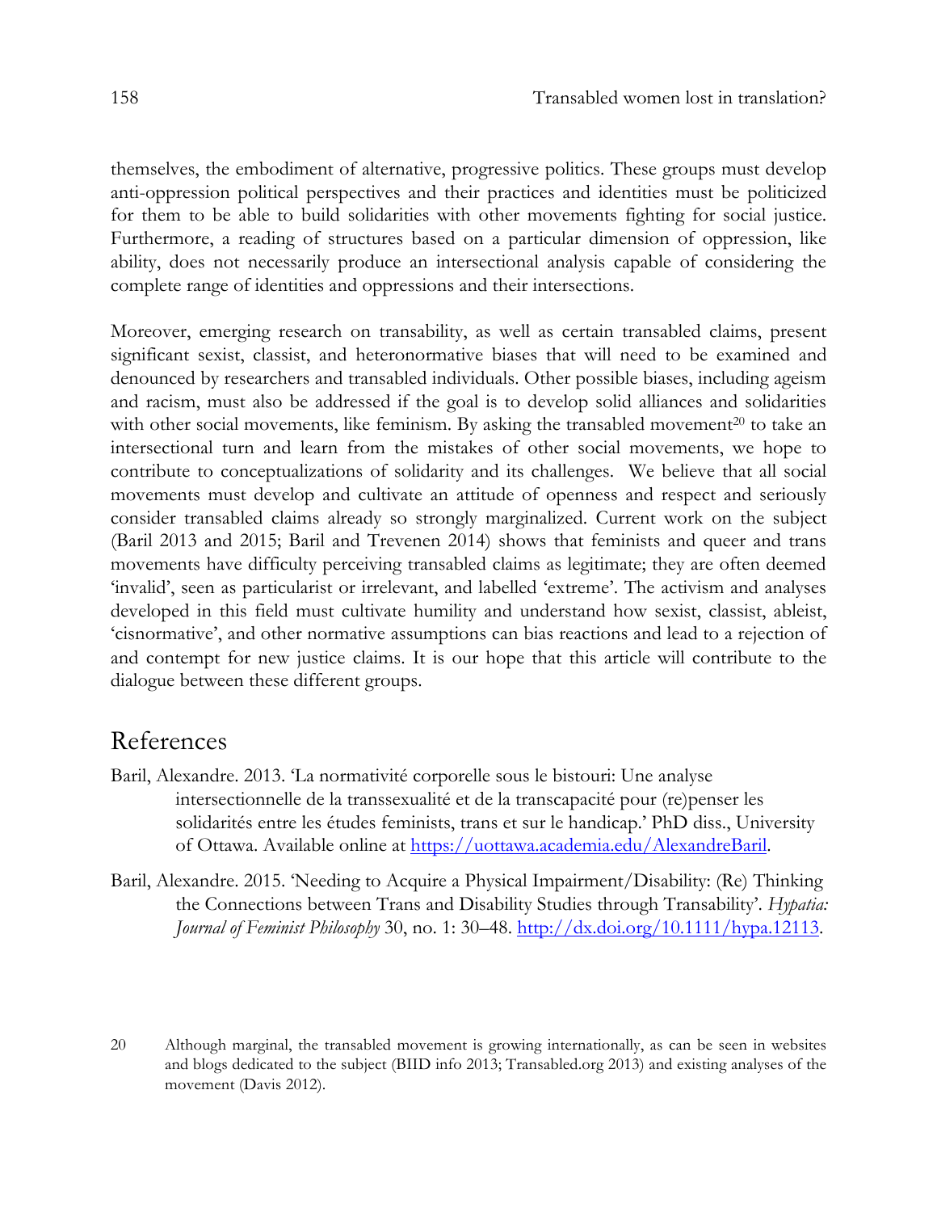themselves, the embodiment of alternative, progressive politics. These groups must develop anti-oppression political perspectives and their practices and identities must be politicized for them to be able to build solidarities with other movements fighting for social justice. Furthermore, a reading of structures based on a particular dimension of oppression, like ability, does not necessarily produce an intersectional analysis capable of considering the complete range of identities and oppressions and their intersections.

Moreover, emerging research on transability, as well as certain transabled claims, present significant sexist, classist, and heteronormative biases that will need to be examined and denounced by researchers and transabled individuals. Other possible biases, including ageism and racism, must also be addressed if the goal is to develop solid alliances and solidarities with other social movements, like feminism. By asking the transabled movement[20] to take an intersectional turn and learn from the mistakes of other social movements, we hope to contribute to conceptualizations of solidarity and its challenges. We believe that all social movements must develop and cultivate an attitude of openness and respect and seriously consider transabled claims already so strongly marginalized. Current work on the subject (Baril 2013 and 2015; Baril and Trevenen 2014) shows that feminists and queer and trans movements have difficulty perceiving transabled claims as legitimate; they are often deemed 'invalid', seen as particularist or irrelevant, and labelled 'extreme'. The activism and analyses developed in this field must cultivate humility and understand how sexist, classist, ableist, 'cisnormative', and other normative assumptions can bias reactions and lead to a rejection of and contempt for new justice claims. It is our hope that this article will contribute to the dialogue between these different groups.

## References

Baril, Alexandre. 2013. 'La normativité corporelle sous le bistouri: Une analyse intersectionnelle de la transsexualité et de la transcapacité pour (re)penser les solidarités entre les études feminists, trans et sur le handicap.' PhD diss., University of Ottawa. Available online at https://uottawa.academia.edu/AlexandreBaril.

Baril, Alexandre. 2015. 'Needing to Acquire a Physical Impairment/Disability: (Re) Thinking the Connections between Trans and Disability Studies through Transability'. *Hypatia: Journal of Feminist Philosophy* 30, no. 1: 30–48. http://dx.doi.org/10.1111/hypa.12113.

20 Although marginal, the transabled movement is growing internationally, as can be seen in websites and blogs dedicated to the subject (BIID info 2013; Transabled.org 2013) and existing analyses of the movement (Davis 2012).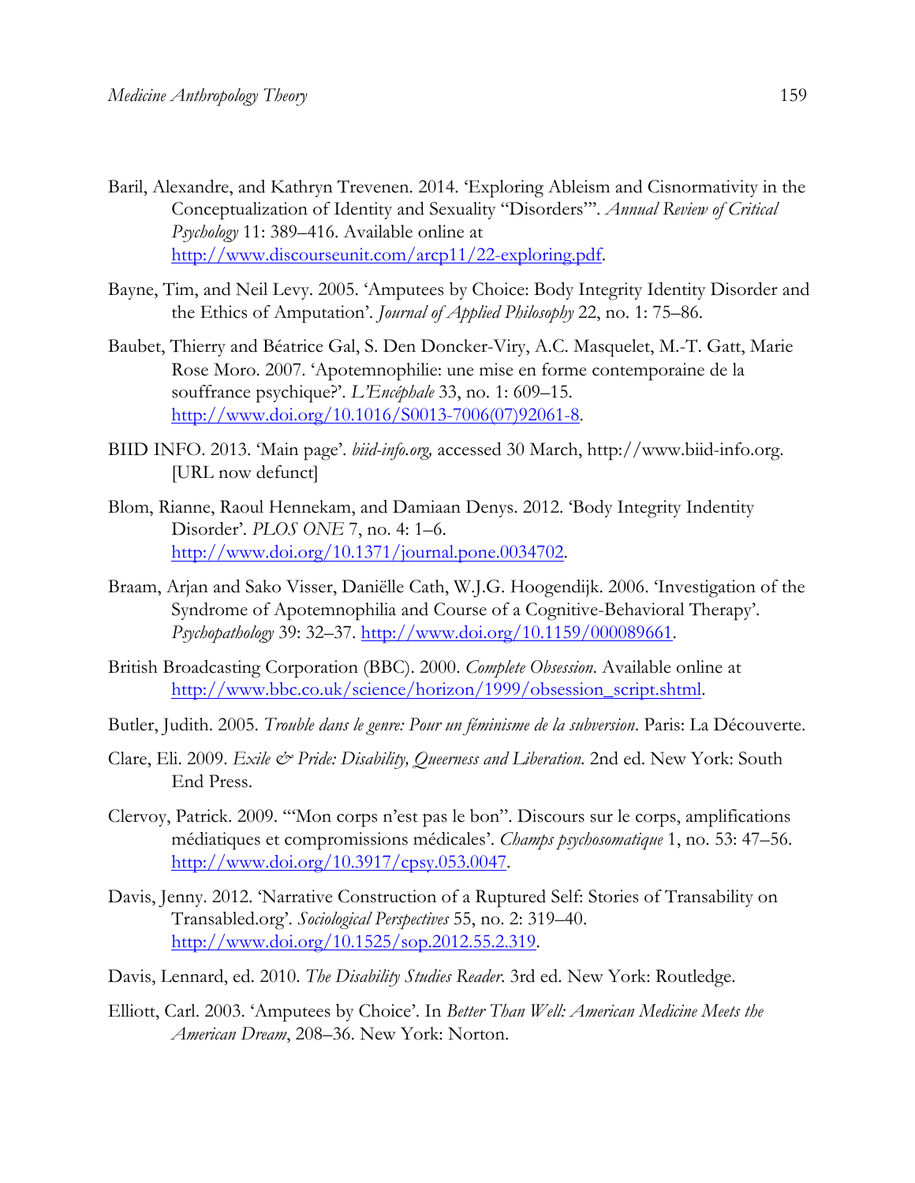Baril, Alexandre, and Kathryn Trevenen. 2014. 'Exploring Ableism and Cisnormativity in the Conceptualization of Identity and Sexuality "Disorders"'. *Annual Review of Critical Psychology* 11: 389–416. Available online at http://www.discourseunit.com/arcp11/22-exploring.pdf.

Bayne, Tim, and Neil Levy. 2005. 'Amputees by Choice: Body Integrity Identity Disorder and the Ethics of Amputation'. *Journal of Applied Philosophy* 22, no. 1: 75–86.

Baubet, Thierry and Béatrice Gal, S. Den Doncker-Viry, A.C. Masquelet, M.-T. Gatt, Marie Rose Moro. 2007. 'Apotemnophilie: une mise en forme contemporaine de la souffrance psychique?'. *L'Encéphale* 33, no. 1: 609–15. http://www.doi.org/10.1016/S0013-7006(07)92061-8.

BIID INFO. 2013. 'Main page'. *biid-info.org,* accessed 30 March, http://www.biid-info.org. [URL now defunct]

Blom, Rianne, Raoul Hennekam, and Damiaan Denys. 2012. 'Body Integrity Indentity Disorder'. *PLOS ONE* 7, no. 4: 1–6. http://www.doi.org/10.1371/journal.pone.0034702.

Braam, Arjan and Sako Visser, Daniëlle Cath, W.J.G. Hoogendijk. 2006. 'Investigation of the Syndrome of Apotemnophilia and Course of a Cognitive-Behavioral Therapy'. *Psychopathology* 39: 32–37. http://www.doi.org/10.1159/000089661.

British Broadcasting Corporation (BBC). 2000. *Complete Obsession.* Available online at http://www.bbc.co.uk/science/horizon/1999/obsession_script.shtml.

Butler, Judith. 2005. *Trouble dans le genre: Pour un féminisme de la subversion*. Paris: La Découverte.

Clare, Eli. 2009. *Exile & Pride: Disability, Queerness and Liberation.* 2nd ed. New York: South End Press.

Clervoy, Patrick. 2009. '"Mon corps n'est pas le bon". Discours sur le corps, amplifications médiatiques et compromissions médicales'. *Champs psychosomatique* 1, no. 53: 47–56. http://www.doi.org/10.3917/cpsy.053.0047.

Davis, Jenny. 2012. 'Narrative Construction of a Ruptured Self: Stories of Transability on Transabled.org'. *Sociological Perspectives* 55, no. 2: 319–40. http://www.doi.org/10.1525/sop.2012.55.2.319.

Davis, Lennard, ed. 2010. *The Disability Studies Reader.* 3rd ed. New York: Routledge.

Elliott, Carl. 2003. 'Amputees by Choice'. In *Better Than Well: American Medicine Meets the American Dream*, 208–36. New York: Norton.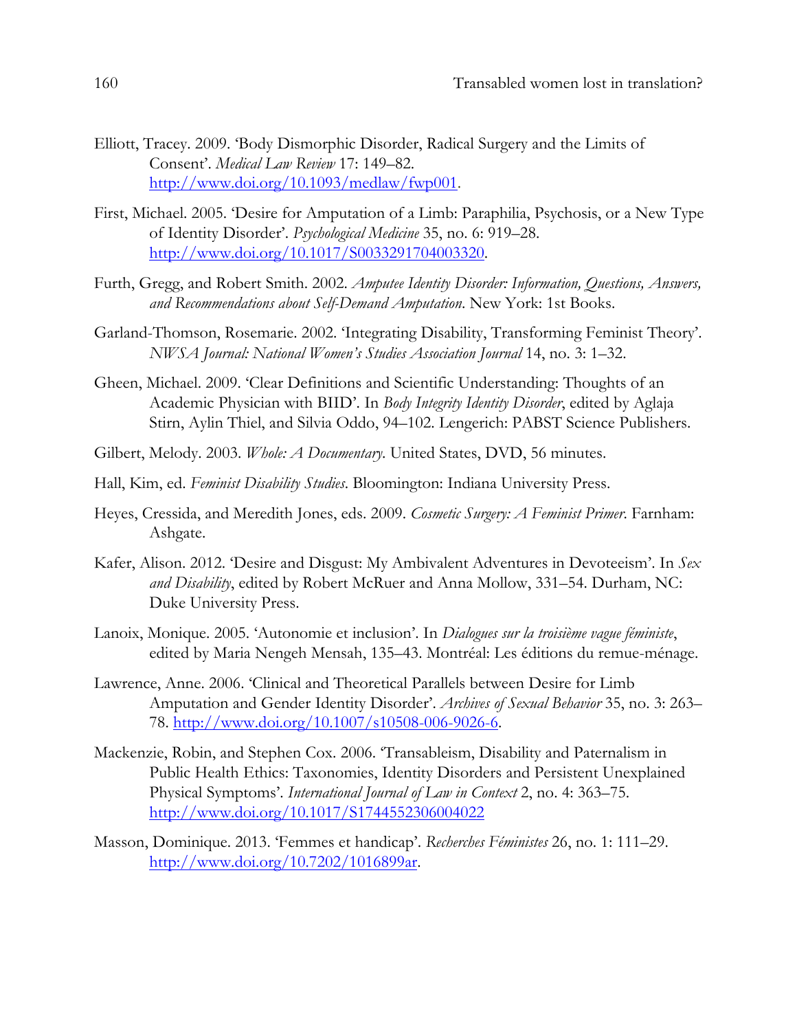Elliott, Tracey. 2009. 'Body Dismorphic Disorder, Radical Surgery and the Limits of Consent'. *Medical Law Review* 17: 149–82. http://www.doi.org/10.1093/medlaw/fwp001.

First, Michael. 2005. 'Desire for Amputation of a Limb: Paraphilia, Psychosis, or a New Type of Identity Disorder'. *Psychological Medicine* 35, no. 6: 919–28. http://www.doi.org/10.1017/S0033291704003320.

Furth, Gregg, and Robert Smith. 2002. *Amputee Identity Disorder: Information, Questions, Answers, and Recommendations about Self-Demand Amputation*. New York: 1st Books.

Garland-Thomson, Rosemarie. 2002. 'Integrating Disability, Transforming Feminist Theory'. *NWSA Journal: National Women's Studies Association Journal* 14, no. 3: 1–32.

Gheen, Michael. 2009. 'Clear Definitions and Scientific Understanding: Thoughts of an Academic Physician with BIID'. In *Body Integrity Identity Disorder*, edited by Aglaja Stirn, Aylin Thiel, and Silvia Oddo, 94–102. Lengerich: PABST Science Publishers.

Gilbert, Melody. 2003. *Whole: A Documentary*. United States, DVD, 56 minutes.

Hall, Kim, ed. *Feminist Disability Studies*. Bloomington: Indiana University Press.

Heyes, Cressida, and Meredith Jones, eds. 2009. *Cosmetic Surgery: A Feminist Primer*. Farnham: Ashgate.

Kafer, Alison. 2012. 'Desire and Disgust: My Ambivalent Adventures in Devoteeism'. In *Sex and Disability*, edited by Robert McRuer and Anna Mollow, 331–54. Durham, NC: Duke University Press.

Lanoix, Monique. 2005. 'Autonomie et inclusion'. In *Dialogues sur la troisième vague féministe*, edited by Maria Nengeh Mensah, 135–43. Montréal: Les éditions du remue-ménage.

Lawrence, Anne. 2006. 'Clinical and Theoretical Parallels between Desire for Limb Amputation and Gender Identity Disorder'. *Archives of Sexual Behavior* 35, no. 3: 263–78. http://www.doi.org/10.1007/s10508-006-9026-6.

Mackenzie, Robin, and Stephen Cox. 2006. 'Transableism, Disability and Paternalism in Public Health Ethics: Taxonomies, Identity Disorders and Persistent Unexplained Physical Symptoms'. *International Journal of Law in Context* 2, no. 4: 363–75. http://www.doi.org/10.1017/S1744552306004022

Masson, Dominique. 2013. 'Femmes et handicap'. *Recherches Féministes* 26, no. 1: 111–29. http://www.doi.org/10.7202/1016899ar.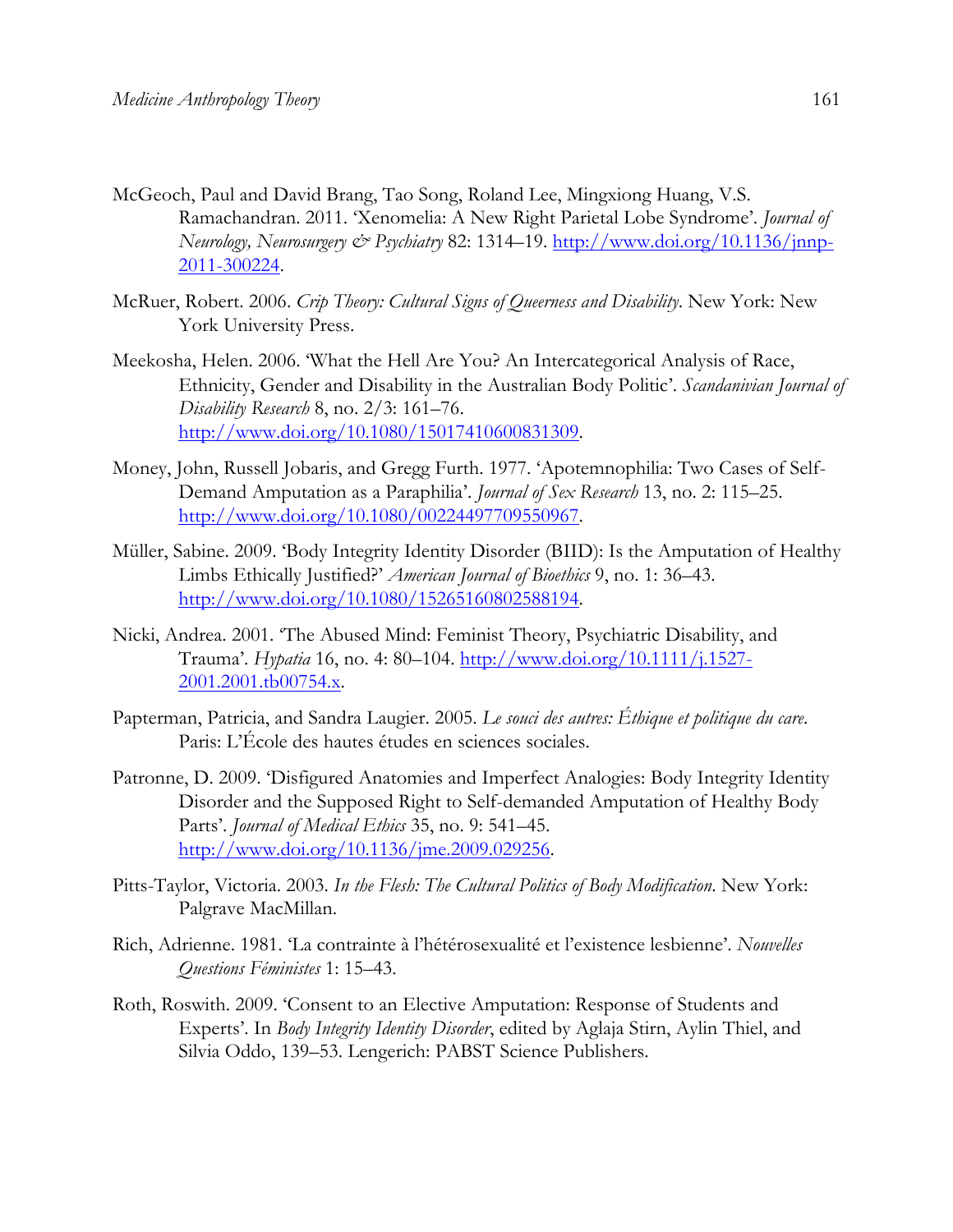McGeoch, Paul and David Brang, Tao Song, Roland Lee, Mingxiong Huang, V.S. Ramachandran. 2011. 'Xenomelia: A New Right Parietal Lobe Syndrome'. *Journal of Neurology, Neurosurgery & Psychiatry* 82: 1314–19. http://www.doi.org/10.1136/jnnp-2011-300224.

McRuer, Robert. 2006. *Crip Theory: Cultural Signs of Queerness and Disability*. New York: New York University Press.

Meekosha, Helen. 2006. 'What the Hell Are You? An Intercategorical Analysis of Race, Ethnicity, Gender and Disability in the Australian Body Politic'. *Scandanivian Journal of Disability Research* 8, no. 2/3: 161–76. http://www.doi.org/10.1080/15017410600831309.

Money, John, Russell Jobaris, and Gregg Furth. 1977. 'Apotemnophilia: Two Cases of Self-Demand Amputation as a Paraphilia'. *Journal of Sex Research* 13, no. 2: 115–25. http://www.doi.org/10.1080/00224497709550967.

Müller, Sabine. 2009. 'Body Integrity Identity Disorder (BIID): Is the Amputation of Healthy Limbs Ethically Justified?' *American Journal of Bioethics* 9, no. 1: 36–43. http://www.doi.org/10.1080/15265160802588194.

Nicki, Andrea. 2001. 'The Abused Mind: Feminist Theory, Psychiatric Disability, and Trauma'. *Hypatia* 16, no. 4: 80–104. http://www.doi.org/10.1111/j.1527-2001.2001.tb00754.x.

Papterman, Patricia, and Sandra Laugier. 2005. *Le souci des autres: Éthique et politique du care*. Paris: L'École des hautes études en sciences sociales.

Patronne, D. 2009. 'Disfigured Anatomies and Imperfect Analogies: Body Integrity Identity Disorder and the Supposed Right to Self-demanded Amputation of Healthy Body Parts'. *Journal of Medical Ethics* 35, no. 9: 541–45. http://www.doi.org/10.1136/jme.2009.029256.

Pitts-Taylor, Victoria. 2003. *In the Flesh: The Cultural Politics of Body Modification*. New York: Palgrave MacMillan.

Rich, Adrienne. 1981. 'La contrainte à l'hétérosexualité et l'existence lesbienne'. *Nouvelles Questions Féministes* 1: 15–43.

Roth, Roswith. 2009. 'Consent to an Elective Amputation: Response of Students and Experts'. In *Body Integrity Identity Disorder*, edited by Aglaja Stirn, Aylin Thiel, and Silvia Oddo, 139–53. Lengerich: PABST Science Publishers.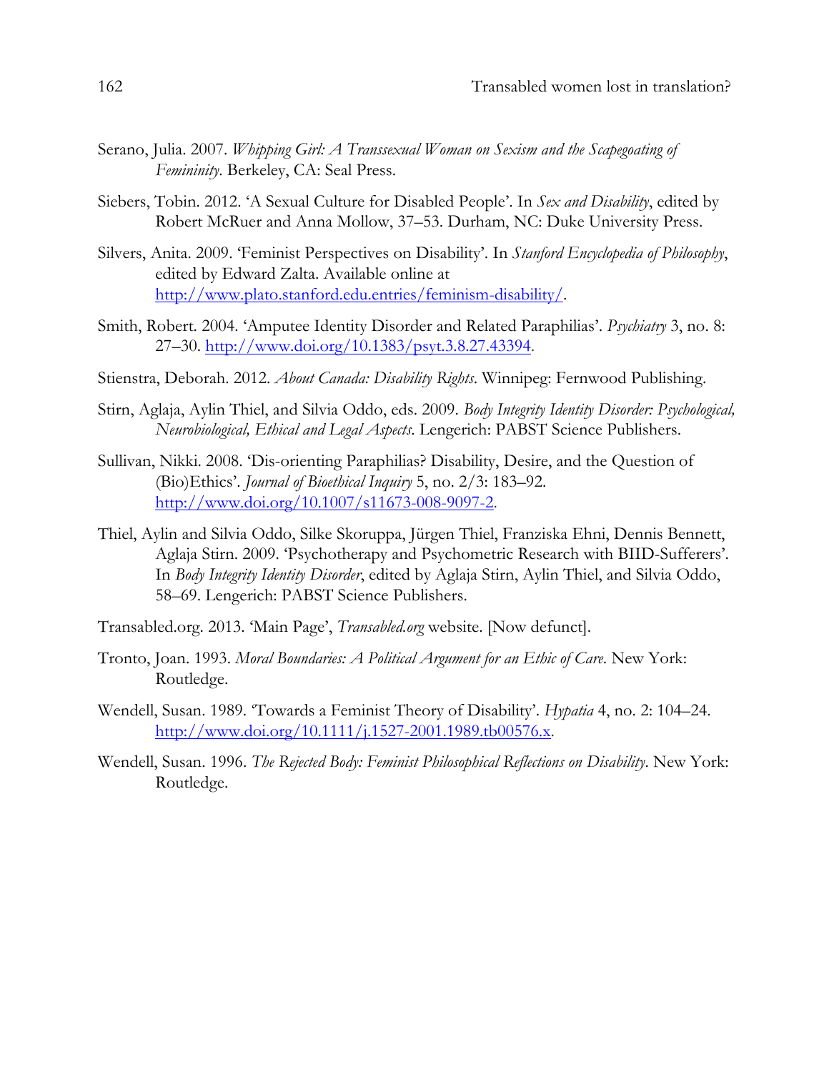Serano, Julia. 2007. *Whipping Girl: A Transsexual Woman on Sexism and the Scapegoating of Femininity*. Berkeley, CA: Seal Press.

Siebers, Tobin. 2012. 'A Sexual Culture for Disabled People'. In *Sex and Disability*, edited by Robert McRuer and Anna Mollow, 37–53. Durham, NC: Duke University Press.

Silvers, Anita. 2009. 'Feminist Perspectives on Disability'. In *Stanford Encyclopedia of Philosophy*, edited by Edward Zalta. Available online at http://www.plato.stanford.edu.entries/feminism-disability/.

Smith, Robert. 2004. 'Amputee Identity Disorder and Related Paraphilias'. *Psychiatry* 3, no. 8: 27–30. http://www.doi.org/10.1383/psyt.3.8.27.43394.

Stienstra, Deborah. 2012. *About Canada: Disability Rights*. Winnipeg: Fernwood Publishing.

Stirn, Aglaja, Aylin Thiel, and Silvia Oddo, eds. 2009. *Body Integrity Identity Disorder: Psychological, Neurobiological, Ethical and Legal Aspects*. Lengerich: PABST Science Publishers.

Sullivan, Nikki. 2008. 'Dis-orienting Paraphilias? Disability, Desire, and the Question of (Bio)Ethics'. *Journal of Bioethical Inquiry* 5, no. 2/3: 183–92. http://www.doi.org/10.1007/s11673-008-9097-2.

Thiel, Aylin and Silvia Oddo, Silke Skoruppa, Jürgen Thiel, Franziska Ehni, Dennis Bennett, Aglaja Stirn. 2009. 'Psychotherapy and Psychometric Research with BIID-Sufferers'. In *Body Integrity Identity Disorder*, edited by Aglaja Stirn, Aylin Thiel, and Silvia Oddo, 58–69. Lengerich: PABST Science Publishers.

Transabled.org. 2013. 'Main Page', *Transabled.org* website. [Now defunct].

Tronto, Joan. 1993. *Moral Boundaries: A Political Argument for an Ethic of Care*. New York: Routledge.

Wendell, Susan. 1989. 'Towards a Feminist Theory of Disability'. *Hypatia* 4, no. 2: 104–24. http://www.doi.org/10.1111/j.1527-2001.1989.tb00576.x.

Wendell, Susan. 1996. *The Rejected Body: Feminist Philosophical Reflections on Disability*. New York: Routledge.